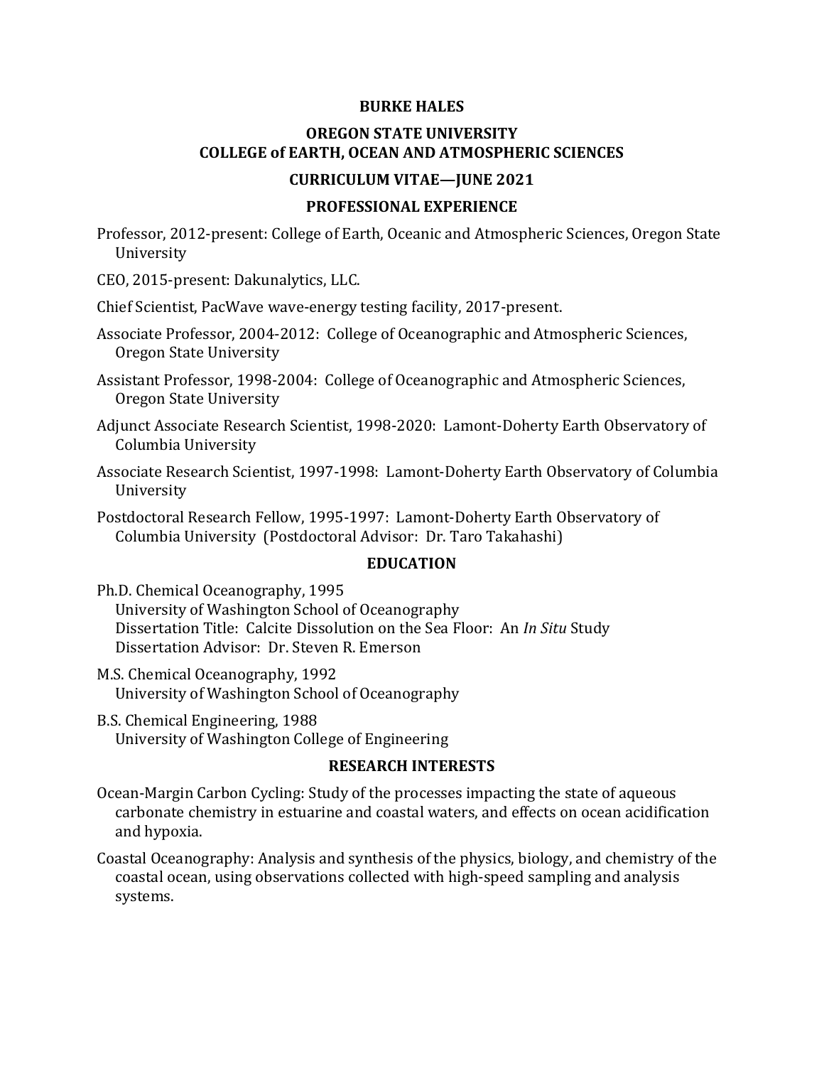# BURKE HALES

## OREGON STATE UNIVERSITY
## COLLEGE of EARTH, OCEAN AND ATMOSPHERIC SCIENCES

### CURRICULUM VITAE—JUNE 2021

### PROFESSIONAL EXPERIENCE

Professor, 2012-present: College of Earth, Oceanic and Atmospheric Sciences, Oregon State University

CEO, 2015-present: Dakunalytics, LLC.

Chief Scientist, PacWave wave-energy testing facility, 2017-present.

Associate Professor, 2004-2012: College of Oceanographic and Atmospheric Sciences, Oregon State University

Assistant Professor, 1998-2004: College of Oceanographic and Atmospheric Sciences, Oregon State University

Adjunct Associate Research Scientist, 1998-2020: Lamont-Doherty Earth Observatory of Columbia University

Associate Research Scientist, 1997-1998: Lamont-Doherty Earth Observatory of Columbia University

Postdoctoral Research Fellow, 1995-1997: Lamont-Doherty Earth Observatory of Columbia University (Postdoctoral Advisor: Dr. Taro Takahashi)

### EDUCATION

Ph.D. Chemical Oceanography, 1995
University of Washington School of Oceanography
Dissertation Title: Calcite Dissolution on the Sea Floor: An *In Situ* Study
Dissertation Advisor: Dr. Steven R. Emerson

M.S. Chemical Oceanography, 1992
University of Washington School of Oceanography

B.S. Chemical Engineering, 1988
University of Washington College of Engineering

### RESEARCH INTERESTS

Ocean-Margin Carbon Cycling: Study of the processes impacting the state of aqueous carbonate chemistry in estuarine and coastal waters, and effects on ocean acidification and hypoxia.

Coastal Oceanography: Analysis and synthesis of the physics, biology, and chemistry of the coastal ocean, using observations collected with high-speed sampling and analysis systems.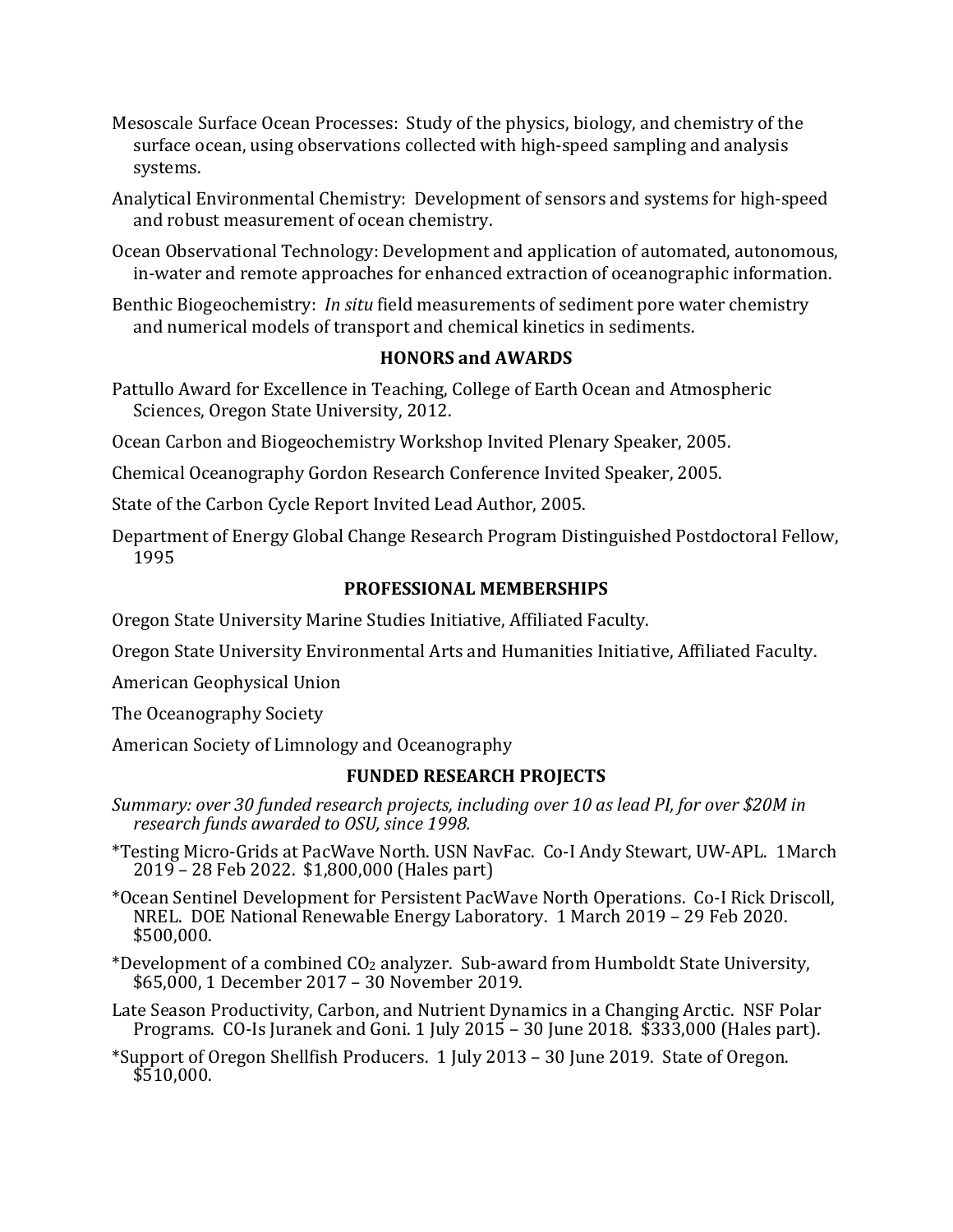Mesoscale Surface Ocean Processes: Study of the physics, biology, and chemistry of the surface ocean, using observations collected with high-speed sampling and analysis systems.

Analytical Environmental Chemistry: Development of sensors and systems for high-speed and robust measurement of ocean chemistry.

Ocean Observational Technology: Development and application of automated, autonomous, in-water and remote approaches for enhanced extraction of oceanographic information.

Benthic Biogeochemistry: *In situ* field measurements of sediment pore water chemistry and numerical models of transport and chemical kinetics in sediments.

## HONORS and AWARDS

Pattullo Award for Excellence in Teaching, College of Earth Ocean and Atmospheric Sciences, Oregon State University, 2012.

Ocean Carbon and Biogeochemistry Workshop Invited Plenary Speaker, 2005.

Chemical Oceanography Gordon Research Conference Invited Speaker, 2005.

State of the Carbon Cycle Report Invited Lead Author, 2005.

Department of Energy Global Change Research Program Distinguished Postdoctoral Fellow, 1995

## PROFESSIONAL MEMBERSHIPS

Oregon State University Marine Studies Initiative, Affiliated Faculty.

Oregon State University Environmental Arts and Humanities Initiative, Affiliated Faculty.

American Geophysical Union

The Oceanography Society

American Society of Limnology and Oceanography

## FUNDED RESEARCH PROJECTS

*Summary: over 30 funded research projects, including over 10 as lead PI, for over $20M in research funds awarded to OSU, since 1998.*

*Testing Micro-Grids at PacWave North. USN NavFac. Co-I Andy Stewart, UW-APL. 1March 2019 – 28 Feb 2022. $1,800,000 (Hales part)

*Ocean Sentinel Development for Persistent PacWave North Operations. Co-I Rick Driscoll, NREL. DOE National Renewable Energy Laboratory. 1 March 2019 – 29 Feb 2020. $500,000.

*Development of a combined $CO_2$ analyzer. Sub-award from Humboldt State University, $65,000, 1 December 2017 – 30 November 2019.

Late Season Productivity, Carbon, and Nutrient Dynamics in a Changing Arctic. NSF Polar Programs. CO-Is Juranek and Goni. 1 July 2015 – 30 June 2018. $333,000 (Hales part).

*Support of Oregon Shellfish Producers. 1 July 2013 – 30 June 2019. State of Oregon. $510,000.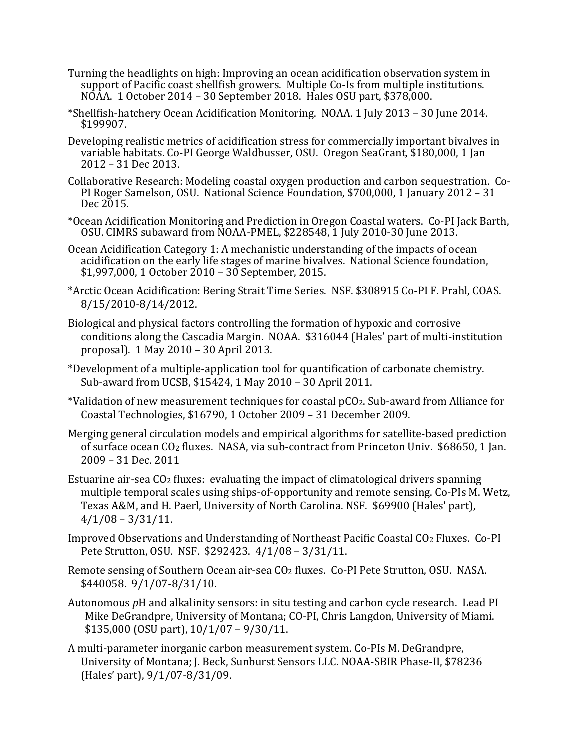Turning the headlights on high: Improving an ocean acidification observation system in support of Pacific coast shellfish growers. Multiple Co-Is from multiple institutions. NOAA. 1 October 2014 – 30 September 2018. Hales OSU part, $378,000.

*Shellfish-hatchery Ocean Acidification Monitoring. NOAA. 1 July 2013 – 30 June 2014. $199907.

Developing realistic metrics of acidification stress for commercially important bivalves in variable habitats. Co-PI George Waldbusser, OSU. Oregon SeaGrant, $180,000, 1 Jan 2012 – 31 Dec 2013.

Collaborative Research: Modeling coastal oxygen production and carbon sequestration. Co-PI Roger Samelson, OSU. National Science Foundation, $700,000, 1 January 2012 – 31 Dec 2015.

*Ocean Acidification Monitoring and Prediction in Oregon Coastal waters. Co-PI Jack Barth, OSU. CIMRS subaward from NOAA-PMEL, $228548, 1 July 2010-30 June 2013.

Ocean Acidification Category 1: A mechanistic understanding of the impacts of ocean acidification on the early life stages of marine bivalves. National Science foundation, $1,997,000, 1 October 2010 – 30 September, 2015.

*Arctic Ocean Acidification: Bering Strait Time Series. NSF. $308915 Co-PI F. Prahl, COAS. 8/15/2010-8/14/2012.

Biological and physical factors controlling the formation of hypoxic and corrosive conditions along the Cascadia Margin. NOAA. $316044 (Hales' part of multi-institution proposal). 1 May 2010 – 30 April 2013.

*Development of a multiple-application tool for quantification of carbonate chemistry. Sub-award from UCSB, $15424, 1 May 2010 – 30 April 2011.

*Validation of new measurement techniques for coastal $pCO_2$. Sub-award from Alliance for Coastal Technologies, $16790, 1 October 2009 – 31 December 2009.

Merging general circulation models and empirical algorithms for satellite-based prediction of surface ocean $CO_2$ fluxes. NASA, via sub-contract from Princeton Univ. $68650, 1 Jan. 2009 – 31 Dec. 2011

Estuarine air-sea $CO_2$ fluxes: evaluating the impact of climatological drivers spanning multiple temporal scales using ships-of-opportunity and remote sensing. Co-PIs M. Wetz, Texas A&M, and H. Paerl, University of North Carolina. NSF. $69900 (Hales' part), 4/1/08 – 3/31/11.

Improved Observations and Understanding of Northeast Pacific Coastal $CO_2$ Fluxes. Co-PI Pete Strutton, OSU. NSF. $292423. 4/1/08 – 3/31/11.

Remote sensing of Southern Ocean air-sea $CO_2$ fluxes. Co-PI Pete Strutton, OSU. NASA. $440058. 9/1/07-8/31/10.

Autonomous *p*H and alkalinity sensors: in situ testing and carbon cycle research. Lead PI Mike DeGrandpre, University of Montana; CO-PI, Chris Langdon, University of Miami. $135,000 (OSU part), 10/1/07 – 9/30/11.

A multi-parameter inorganic carbon measurement system. Co-PIs M. DeGrandpre, University of Montana; J. Beck, Sunburst Sensors LLC. NOAA-SBIR Phase-II, $78236 (Hales' part), 9/1/07-8/31/09.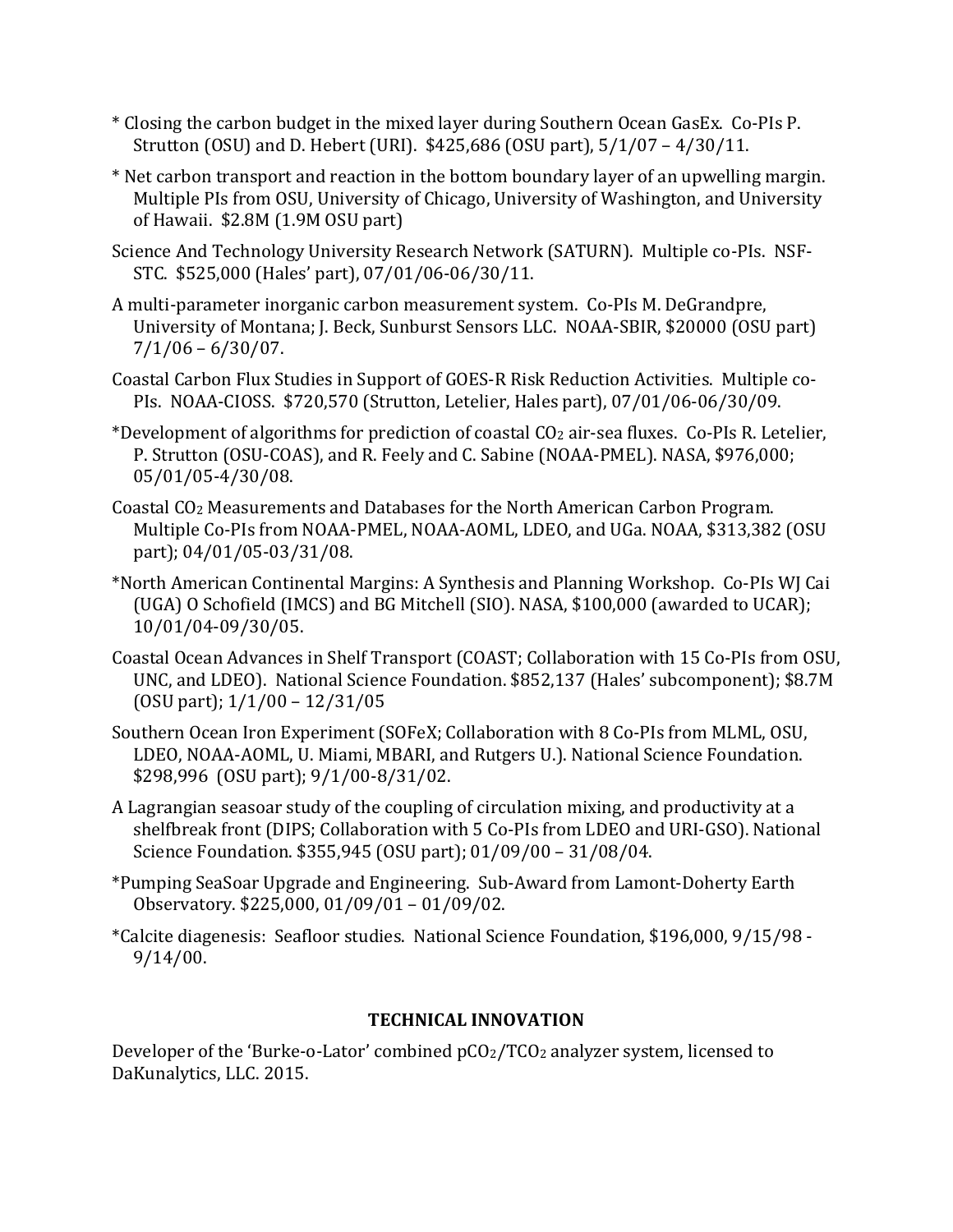* Closing the carbon budget in the mixed layer during Southern Ocean GasEx. Co-PIs P. Strutton (OSU) and D. Hebert (URI). $425,686 (OSU part), 5/1/07 – 4/30/11.

* Net carbon transport and reaction in the bottom boundary layer of an upwelling margin. Multiple PIs from OSU, University of Chicago, University of Washington, and University of Hawaii. $2.8M (1.9M OSU part)

Science And Technology University Research Network (SATURN). Multiple co-PIs. NSF-STC. $525,000 (Hales' part), 07/01/06-06/30/11.

A multi-parameter inorganic carbon measurement system. Co-PIs M. DeGrandpre, University of Montana; J. Beck, Sunburst Sensors LLC. NOAA-SBIR, $20000 (OSU part) 7/1/06 – 6/30/07.

Coastal Carbon Flux Studies in Support of GOES-R Risk Reduction Activities. Multiple co-PIs. NOAA-CIOSS. $720,570 (Strutton, Letelier, Hales part), 07/01/06-06/30/09.

*Development of algorithms for prediction of coastal $CO_2$ air-sea fluxes. Co-PIs R. Letelier, P. Strutton (OSU-COAS), and R. Feely and C. Sabine (NOAA-PMEL). NASA, $976,000; 05/01/05-4/30/08.

Coastal $CO_2$ Measurements and Databases for the North American Carbon Program. Multiple Co-PIs from NOAA-PMEL, NOAA-AOML, LDEO, and UGa. NOAA, $313,382 (OSU part); 04/01/05-03/31/08.

*North American Continental Margins: A Synthesis and Planning Workshop. Co-PIs WJ Cai (UGA) O Schofield (IMCS) and BG Mitchell (SIO). NASA, $100,000 (awarded to UCAR); 10/01/04-09/30/05.

Coastal Ocean Advances in Shelf Transport (COAST; Collaboration with 15 Co-PIs from OSU, UNC, and LDEO). National Science Foundation. $852,137 (Hales' subcomponent); $8.7M (OSU part); 1/1/00 – 12/31/05

Southern Ocean Iron Experiment (SOFeX; Collaboration with 8 Co-PIs from MLML, OSU, LDEO, NOAA-AOML, U. Miami, MBARI, and Rutgers U.). National Science Foundation. $298,996 (OSU part); 9/1/00-8/31/02.

A Lagrangian seasoar study of the coupling of circulation mixing, and productivity at a shelfbreak front (DIPS; Collaboration with 5 Co-PIs from LDEO and URI-GSO). National Science Foundation. $355,945 (OSU part); 01/09/00 – 31/08/04.

*Pumping SeaSoar Upgrade and Engineering. Sub-Award from Lamont-Doherty Earth Observatory. $225,000, 01/09/01 – 01/09/02.

*Calcite diagenesis: Seafloor studies. National Science Foundation, $196,000, 9/15/98 - 9/14/00.

## TECHNICAL INNOVATION

Developer of the 'Burke-o-Lator' combined $pCO_2$/$TCO_2$ analyzer system, licensed to DaKunalytics, LLC. 2015.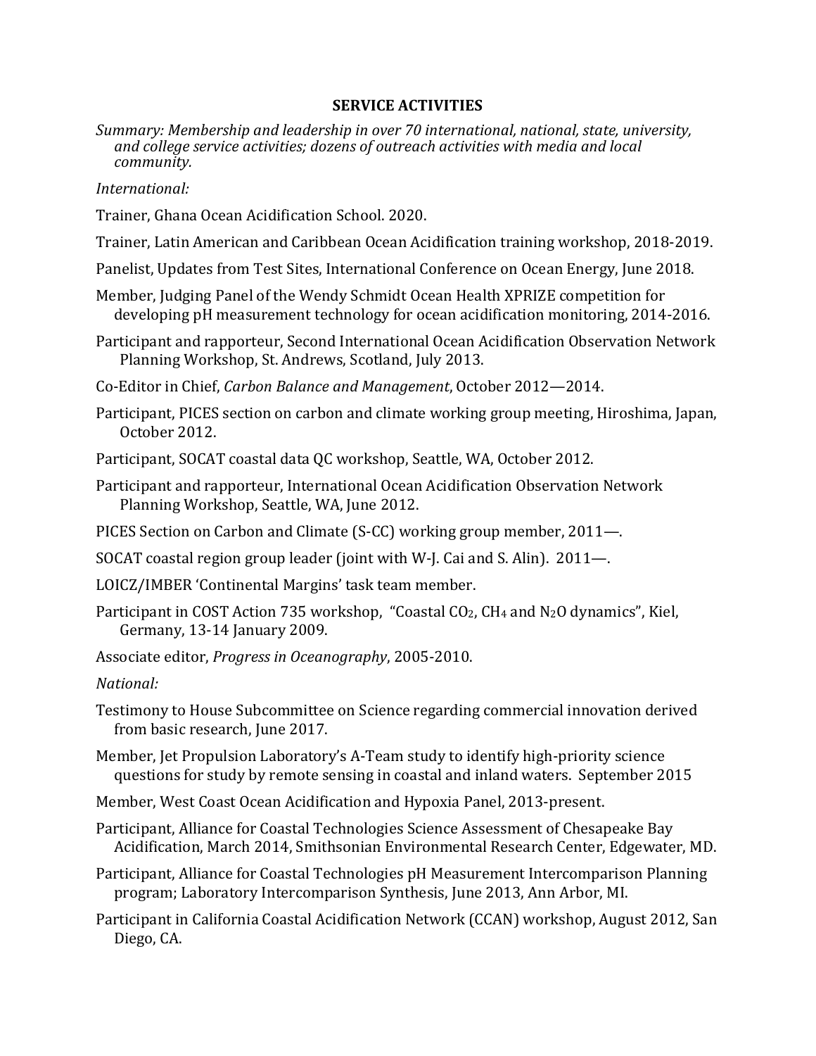## SERVICE ACTIVITIES

*Summary: Membership and leadership in over 70 international, national, state, university, and college service activities; dozens of outreach activities with media and local community.*

*International:*

Trainer, Ghana Ocean Acidification School. 2020.

Trainer, Latin American and Caribbean Ocean Acidification training workshop, 2018-2019.

Panelist, Updates from Test Sites, International Conference on Ocean Energy, June 2018.

Member, Judging Panel of the Wendy Schmidt Ocean Health XPRIZE competition for developing pH measurement technology for ocean acidification monitoring, 2014-2016.

Participant and rapporteur, Second International Ocean Acidification Observation Network Planning Workshop, St. Andrews, Scotland, July 2013.

Co-Editor in Chief, *Carbon Balance and Management*, October 2012—2014.

Participant, PICES section on carbon and climate working group meeting, Hiroshima, Japan, October 2012.

Participant, SOCAT coastal data QC workshop, Seattle, WA, October 2012.

Participant and rapporteur, International Ocean Acidification Observation Network Planning Workshop, Seattle, WA, June 2012.

PICES Section on Carbon and Climate (S-CC) working group member, 2011—.

SOCAT coastal region group leader (joint with W-J. Cai and S. Alin). 2011—.

LOICZ/IMBER 'Continental Margins' task team member.

Participant in COST Action 735 workshop, "Coastal $CO_2$, $CH_4$ and $N_2O$ dynamics", Kiel, Germany, 13-14 January 2009.

Associate editor, *Progress in Oceanography*, 2005-2010.

*National:*

Testimony to House Subcommittee on Science regarding commercial innovation derived from basic research, June 2017.

Member, Jet Propulsion Laboratory's A-Team study to identify high-priority science questions for study by remote sensing in coastal and inland waters. September 2015

Member, West Coast Ocean Acidification and Hypoxia Panel, 2013-present.

Participant, Alliance for Coastal Technologies Science Assessment of Chesapeake Bay Acidification, March 2014, Smithsonian Environmental Research Center, Edgewater, MD.

Participant, Alliance for Coastal Technologies pH Measurement Intercomparison Planning program; Laboratory Intercomparison Synthesis, June 2013, Ann Arbor, MI.

Participant in California Coastal Acidification Network (CCAN) workshop, August 2012, San Diego, CA.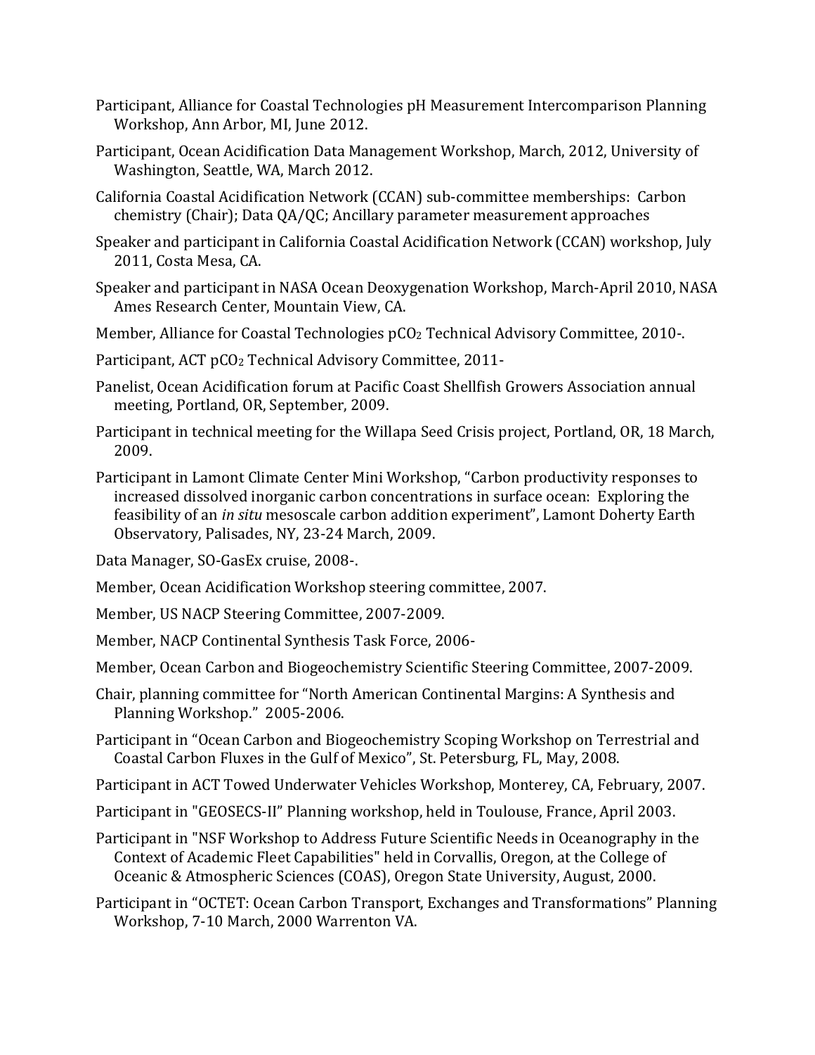Participant, Alliance for Coastal Technologies pH Measurement Intercomparison Planning Workshop, Ann Arbor, MI, June 2012.

Participant, Ocean Acidification Data Management Workshop, March, 2012, University of Washington, Seattle, WA, March 2012.

California Coastal Acidification Network (CCAN) sub-committee memberships: Carbon chemistry (Chair); Data QA/QC; Ancillary parameter measurement approaches

Speaker and participant in California Coastal Acidification Network (CCAN) workshop, July 2011, Costa Mesa, CA.

Speaker and participant in NASA Ocean Deoxygenation Workshop, March-April 2010, NASA Ames Research Center, Mountain View, CA.

Member, Alliance for Coastal Technologies $pCO_2$ Technical Advisory Committee, 2010-.

Participant, ACT $pCO_2$ Technical Advisory Committee, 2011-

Panelist, Ocean Acidification forum at Pacific Coast Shellfish Growers Association annual meeting, Portland, OR, September, 2009.

Participant in technical meeting for the Willapa Seed Crisis project, Portland, OR, 18 March, 2009.

Participant in Lamont Climate Center Mini Workshop, "Carbon productivity responses to increased dissolved inorganic carbon concentrations in surface ocean: Exploring the feasibility of an *in situ* mesoscale carbon addition experiment", Lamont Doherty Earth Observatory, Palisades, NY, 23-24 March, 2009.

Data Manager, SO-GasEx cruise, 2008-.

Member, Ocean Acidification Workshop steering committee, 2007.

Member, US NACP Steering Committee, 2007-2009.

Member, NACP Continental Synthesis Task Force, 2006-

Member, Ocean Carbon and Biogeochemistry Scientific Steering Committee, 2007-2009.

Chair, planning committee for "North American Continental Margins: A Synthesis and Planning Workshop." 2005-2006.

Participant in "Ocean Carbon and Biogeochemistry Scoping Workshop on Terrestrial and Coastal Carbon Fluxes in the Gulf of Mexico", St. Petersburg, FL, May, 2008.

Participant in ACT Towed Underwater Vehicles Workshop, Monterey, CA, February, 2007.

Participant in "GEOSECS-II" Planning workshop, held in Toulouse, France, April 2003.

Participant in "NSF Workshop to Address Future Scientific Needs in Oceanography in the Context of Academic Fleet Capabilities" held in Corvallis, Oregon, at the College of Oceanic & Atmospheric Sciences (COAS), Oregon State University, August, 2000.

Participant in "OCTET: Ocean Carbon Transport, Exchanges and Transformations" Planning Workshop, 7-10 March, 2000 Warrenton VA.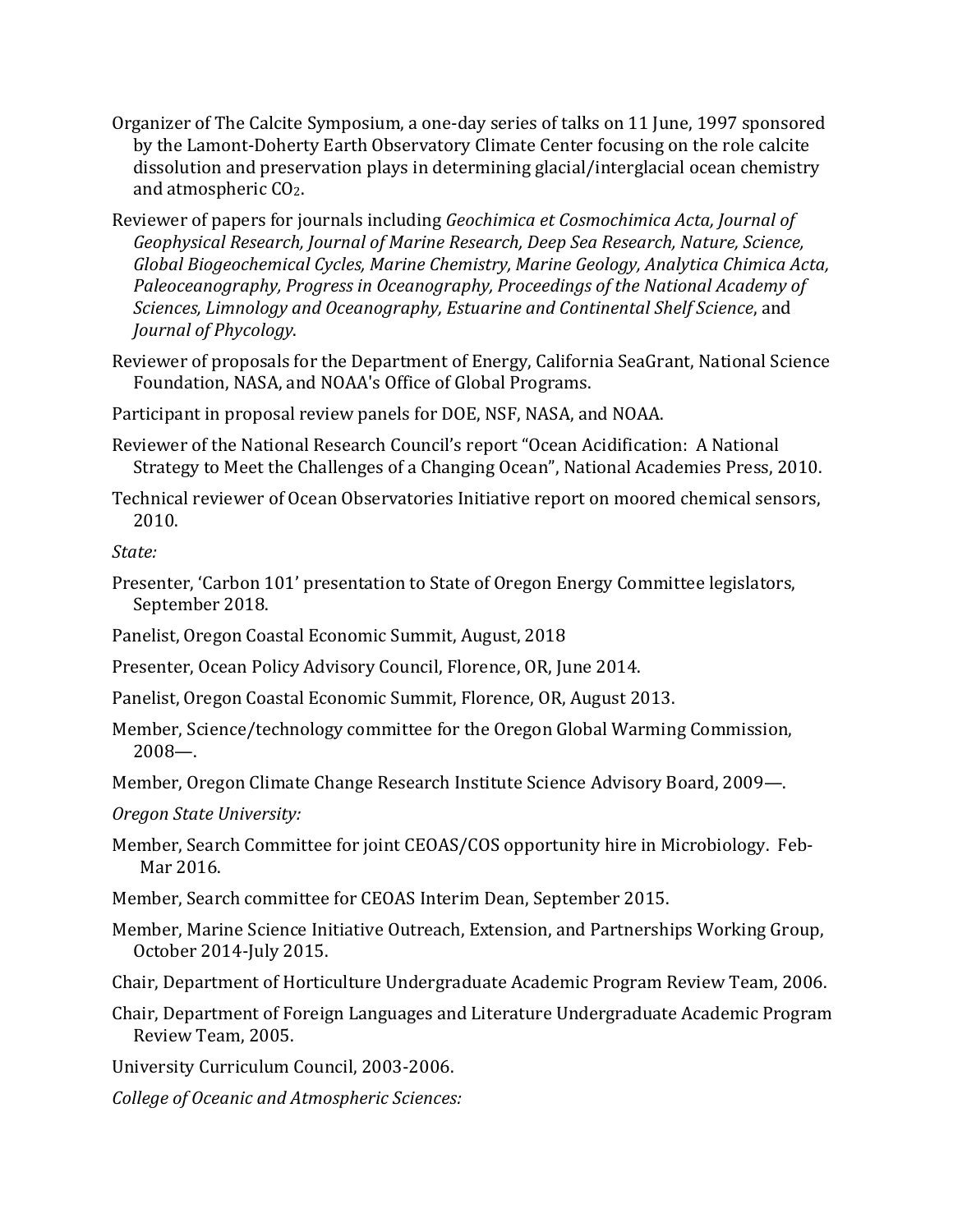Organizer of The Calcite Symposium, a one-day series of talks on 11 June, 1997 sponsored by the Lamont-Doherty Earth Observatory Climate Center focusing on the role calcite dissolution and preservation plays in determining glacial/interglacial ocean chemistry and atmospheric $CO_2$.

Reviewer of papers for journals including *Geochimica et Cosmochimica Acta, Journal of Geophysical Research, Journal of Marine Research, Deep Sea Research, Nature, Science, Global Biogeochemical Cycles, Marine Chemistry, Marine Geology, Analytica Chimica Acta, Paleoceanography, Progress in Oceanography, Proceedings of the National Academy of Sciences, Limnology and Oceanography, Estuarine and Continental Shelf Science*, and *Journal of Phycology*.

Reviewer of proposals for the Department of Energy, California SeaGrant, National Science Foundation, NASA, and NOAA's Office of Global Programs.

Participant in proposal review panels for DOE, NSF, NASA, and NOAA.

Reviewer of the National Research Council's report "Ocean Acidification: A National Strategy to Meet the Challenges of a Changing Ocean", National Academies Press, 2010.

Technical reviewer of Ocean Observatories Initiative report on moored chemical sensors, 2010.

*State:*

Presenter, 'Carbon 101' presentation to State of Oregon Energy Committee legislators, September 2018.

Panelist, Oregon Coastal Economic Summit, August, 2018

Presenter, Ocean Policy Advisory Council, Florence, OR, June 2014.

Panelist, Oregon Coastal Economic Summit, Florence, OR, August 2013.

Member, Science/technology committee for the Oregon Global Warming Commission, 2008—.

Member, Oregon Climate Change Research Institute Science Advisory Board, 2009—.

*Oregon State University:*

Member, Search Committee for joint CEOAS/COS opportunity hire in Microbiology. Feb-Mar 2016.

Member, Search committee for CEOAS Interim Dean, September 2015.

Member, Marine Science Initiative Outreach, Extension, and Partnerships Working Group, October 2014-July 2015.

Chair, Department of Horticulture Undergraduate Academic Program Review Team, 2006.

Chair, Department of Foreign Languages and Literature Undergraduate Academic Program Review Team, 2005.

University Curriculum Council, 2003-2006.

*College of Oceanic and Atmospheric Sciences:*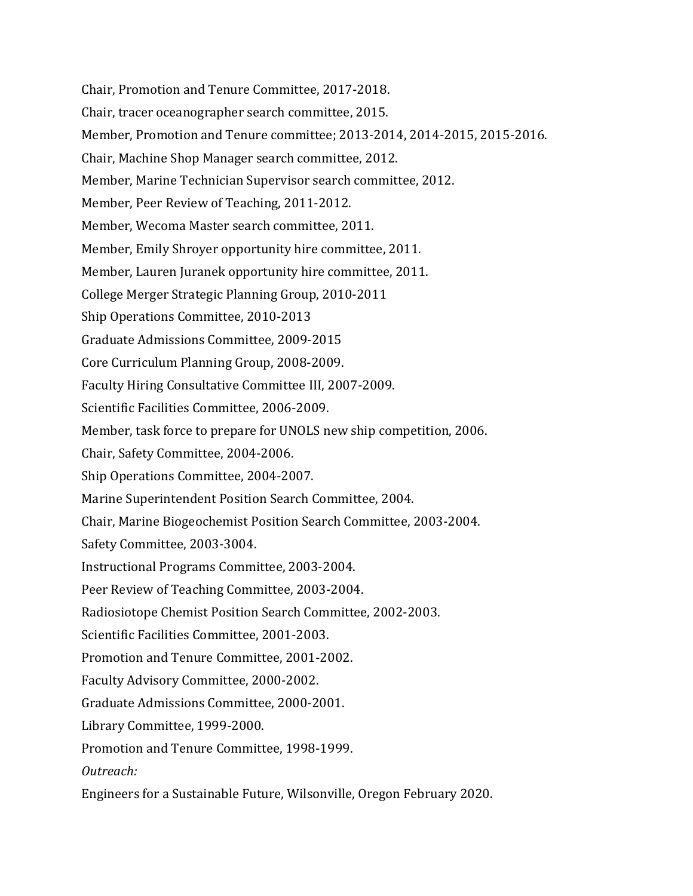Chair, Promotion and Tenure Committee, 2017-2018.

Chair, tracer oceanographer search committee, 2015.

Member, Promotion and Tenure committee; 2013-2014, 2014-2015, 2015-2016.

Chair, Machine Shop Manager search committee, 2012.

Member, Marine Technician Supervisor search committee, 2012.

Member, Peer Review of Teaching, 2011-2012.

Member, Wecoma Master search committee, 2011.

Member, Emily Shroyer opportunity hire committee, 2011.

Member, Lauren Juranek opportunity hire committee, 2011.

College Merger Strategic Planning Group, 2010-2011

Ship Operations Committee, 2010-2013

Graduate Admissions Committee, 2009-2015

Core Curriculum Planning Group, 2008-2009.

Faculty Hiring Consultative Committee III, 2007-2009.

Scientific Facilities Committee, 2006-2009.

Member, task force to prepare for UNOLS new ship competition, 2006.

Chair, Safety Committee, 2004-2006.

Ship Operations Committee, 2004-2007.

Marine Superintendent Position Search Committee, 2004.

Chair, Marine Biogeochemist Position Search Committee, 2003-2004.

Safety Committee, 2003-3004.

Instructional Programs Committee, 2003-2004.

Peer Review of Teaching Committee, 2003-2004.

Radiosiotope Chemist Position Search Committee, 2002-2003.

Scientific Facilities Committee, 2001-2003.

Promotion and Tenure Committee, 2001-2002.

Faculty Advisory Committee, 2000-2002.

Graduate Admissions Committee, 2000-2001.

Library Committee, 1999-2000.

Promotion and Tenure Committee, 1998-1999.

*Outreach:*

Engineers for a Sustainable Future, Wilsonville, Oregon February 2020.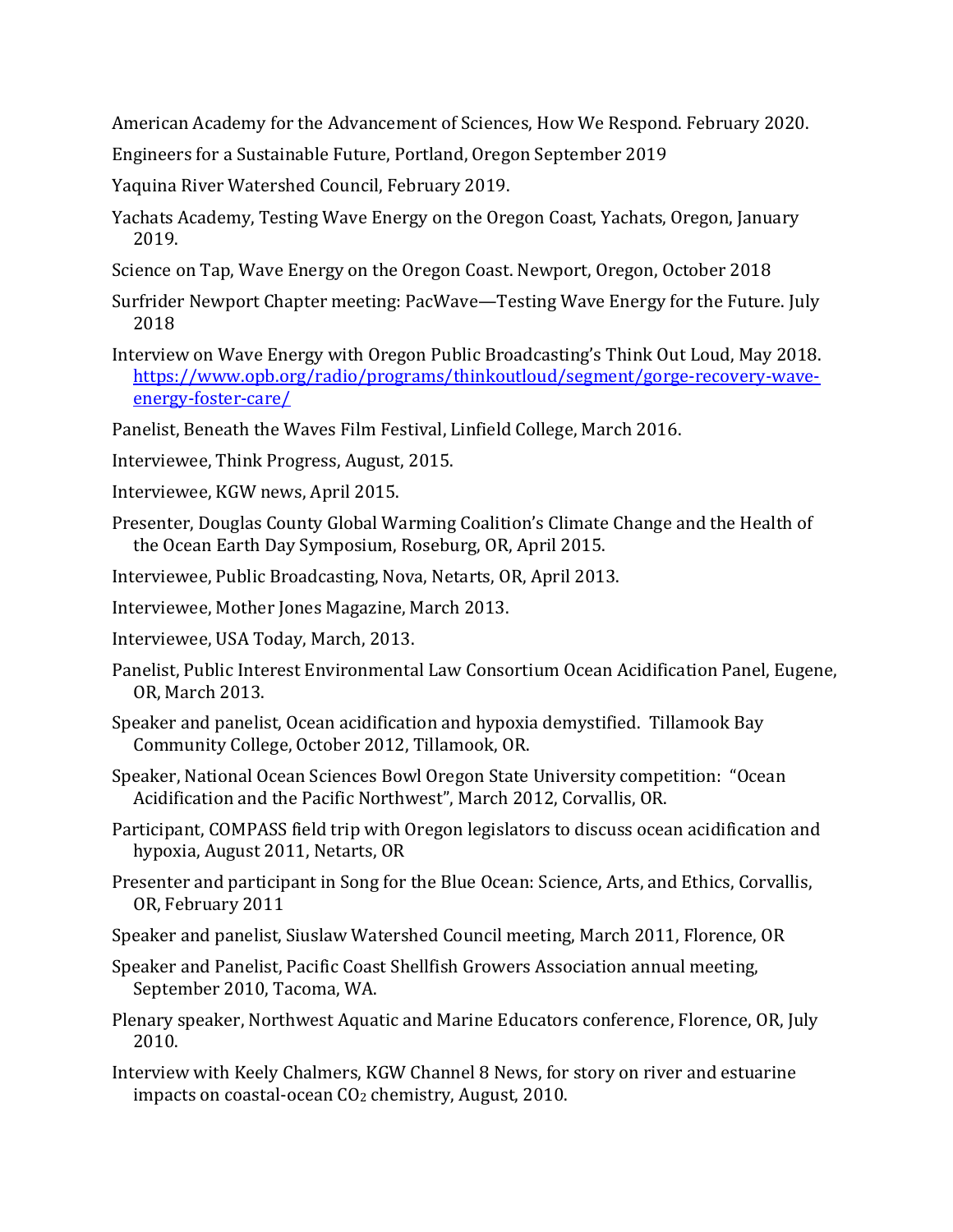American Academy for the Advancement of Sciences, How We Respond. February 2020.

Engineers for a Sustainable Future, Portland, Oregon September 2019

Yaquina River Watershed Council, February 2019.

Yachats Academy, Testing Wave Energy on the Oregon Coast, Yachats, Oregon, January 2019.

Science on Tap, Wave Energy on the Oregon Coast. Newport, Oregon, October 2018

Surfrider Newport Chapter meeting: PacWave—Testing Wave Energy for the Future. July 2018

Interview on Wave Energy with Oregon Public Broadcasting's Think Out Loud, May 2018. https://www.opb.org/radio/programs/thinkoutloud/segment/gorge-recovery-wave-energy-foster-care/

Panelist, Beneath the Waves Film Festival, Linfield College, March 2016.

Interviewee, Think Progress, August, 2015.

Interviewee, KGW news, April 2015.

Presenter, Douglas County Global Warming Coalition's Climate Change and the Health of the Ocean Earth Day Symposium, Roseburg, OR, April 2015.

Interviewee, Public Broadcasting, Nova, Netarts, OR, April 2013.

Interviewee, Mother Jones Magazine, March 2013.

Interviewee, USA Today, March, 2013.

Panelist, Public Interest Environmental Law Consortium Ocean Acidification Panel, Eugene, OR, March 2013.

Speaker and panelist, Ocean acidification and hypoxia demystified. Tillamook Bay Community College, October 2012, Tillamook, OR.

Speaker, National Ocean Sciences Bowl Oregon State University competition: "Ocean Acidification and the Pacific Northwest", March 2012, Corvallis, OR.

Participant, COMPASS field trip with Oregon legislators to discuss ocean acidification and hypoxia, August 2011, Netarts, OR

Presenter and participant in Song for the Blue Ocean: Science, Arts, and Ethics, Corvallis, OR, February 2011

Speaker and panelist, Siuslaw Watershed Council meeting, March 2011, Florence, OR

Speaker and Panelist, Pacific Coast Shellfish Growers Association annual meeting, September 2010, Tacoma, WA.

Plenary speaker, Northwest Aquatic and Marine Educators conference, Florence, OR, July 2010.

Interview with Keely Chalmers, KGW Channel 8 News, for story on river and estuarine impacts on coastal-ocean $CO_2$ chemistry, August, 2010.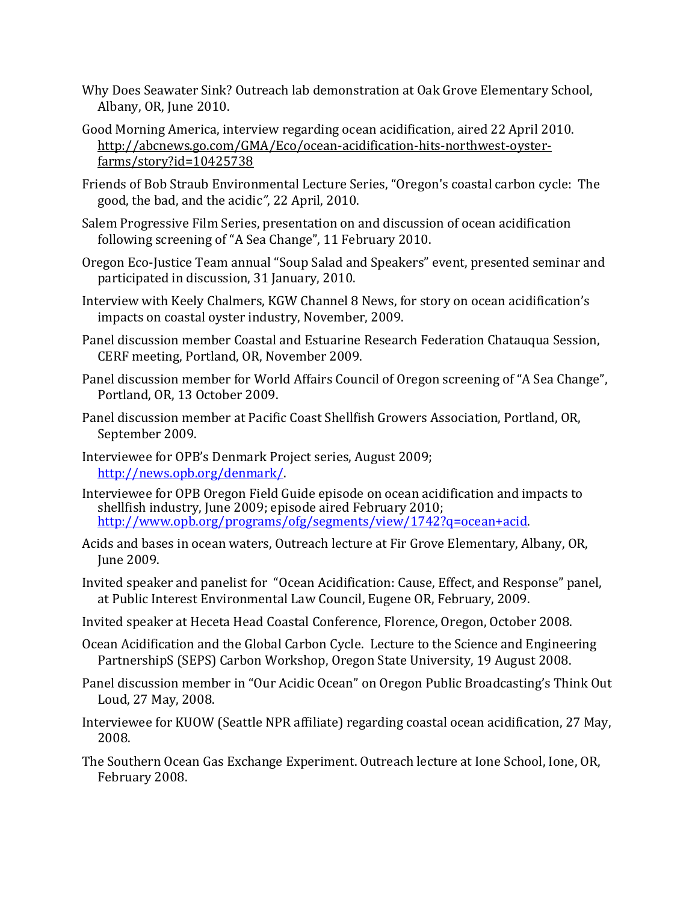Why Does Seawater Sink? Outreach lab demonstration at Oak Grove Elementary School, Albany, OR, June 2010.

Good Morning America, interview regarding ocean acidification, aired 22 April 2010. http://abcnews.go.com/GMA/Eco/ocean-acidification-hits-northwest-oyster-farms/story?id=10425738

Friends of Bob Straub Environmental Lecture Series, "Oregon's coastal carbon cycle: The good, the bad, and the acidic", 22 April, 2010.

Salem Progressive Film Series, presentation on and discussion of ocean acidification following screening of "A Sea Change", 11 February 2010.

Oregon Eco-Justice Team annual "Soup Salad and Speakers" event, presented seminar and participated in discussion, 31 January, 2010.

Interview with Keely Chalmers, KGW Channel 8 News, for story on ocean acidification's impacts on coastal oyster industry, November, 2009.

Panel discussion member Coastal and Estuarine Research Federation Chatauqua Session, CERF meeting, Portland, OR, November 2009.

Panel discussion member for World Affairs Council of Oregon screening of "A Sea Change", Portland, OR, 13 October 2009.

Panel discussion member at Pacific Coast Shellfish Growers Association, Portland, OR, September 2009.

Interviewee for OPB's Denmark Project series, August 2009; http://news.opb.org/denmark/.

Interviewee for OPB Oregon Field Guide episode on ocean acidification and impacts to shellfish industry, June 2009; episode aired February 2010; http://www.opb.org/programs/ofg/segments/view/1742?q=ocean+acid.

Acids and bases in ocean waters, Outreach lecture at Fir Grove Elementary, Albany, OR, June 2009.

Invited speaker and panelist for "Ocean Acidification: Cause, Effect, and Response" panel, at Public Interest Environmental Law Council, Eugene OR, February, 2009.

Invited speaker at Heceta Head Coastal Conference, Florence, Oregon, October 2008.

Ocean Acidification and the Global Carbon Cycle. Lecture to the Science and Engineering PartnershipS (SEPS) Carbon Workshop, Oregon State University, 19 August 2008.

Panel discussion member in "Our Acidic Ocean" on Oregon Public Broadcasting's Think Out Loud, 27 May, 2008.

Interviewee for KUOW (Seattle NPR affiliate) regarding coastal ocean acidification, 27 May, 2008.

The Southern Ocean Gas Exchange Experiment. Outreach lecture at Ione School, Ione, OR, February 2008.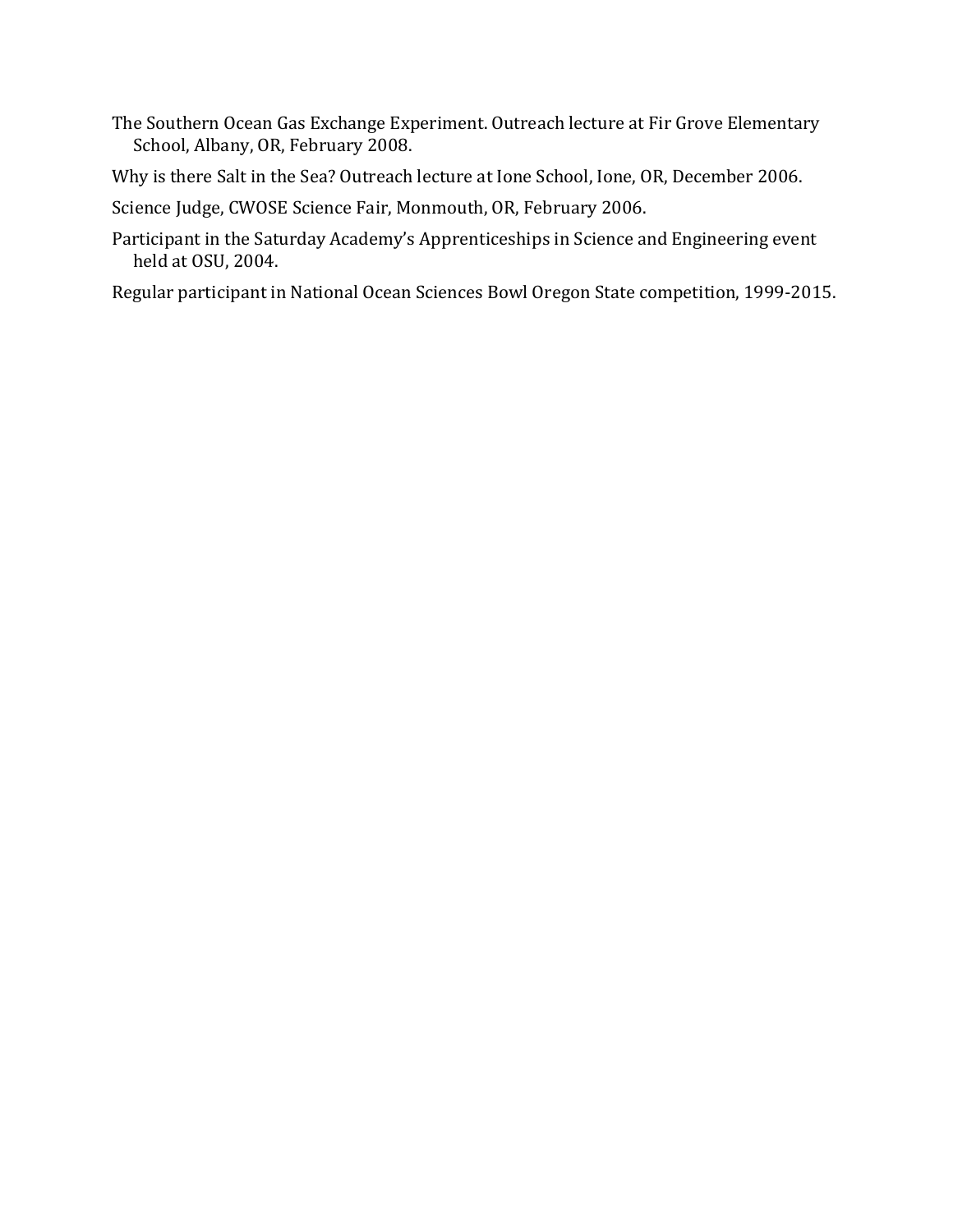The Southern Ocean Gas Exchange Experiment. Outreach lecture at Fir Grove Elementary School, Albany, OR, February 2008.

Why is there Salt in the Sea? Outreach lecture at Ione School, Ione, OR, December 2006.

Science Judge, CWOSE Science Fair, Monmouth, OR, February 2006.

Participant in the Saturday Academy's Apprenticeships in Science and Engineering event held at OSU, 2004.

Regular participant in National Ocean Sciences Bowl Oregon State competition, 1999-2015.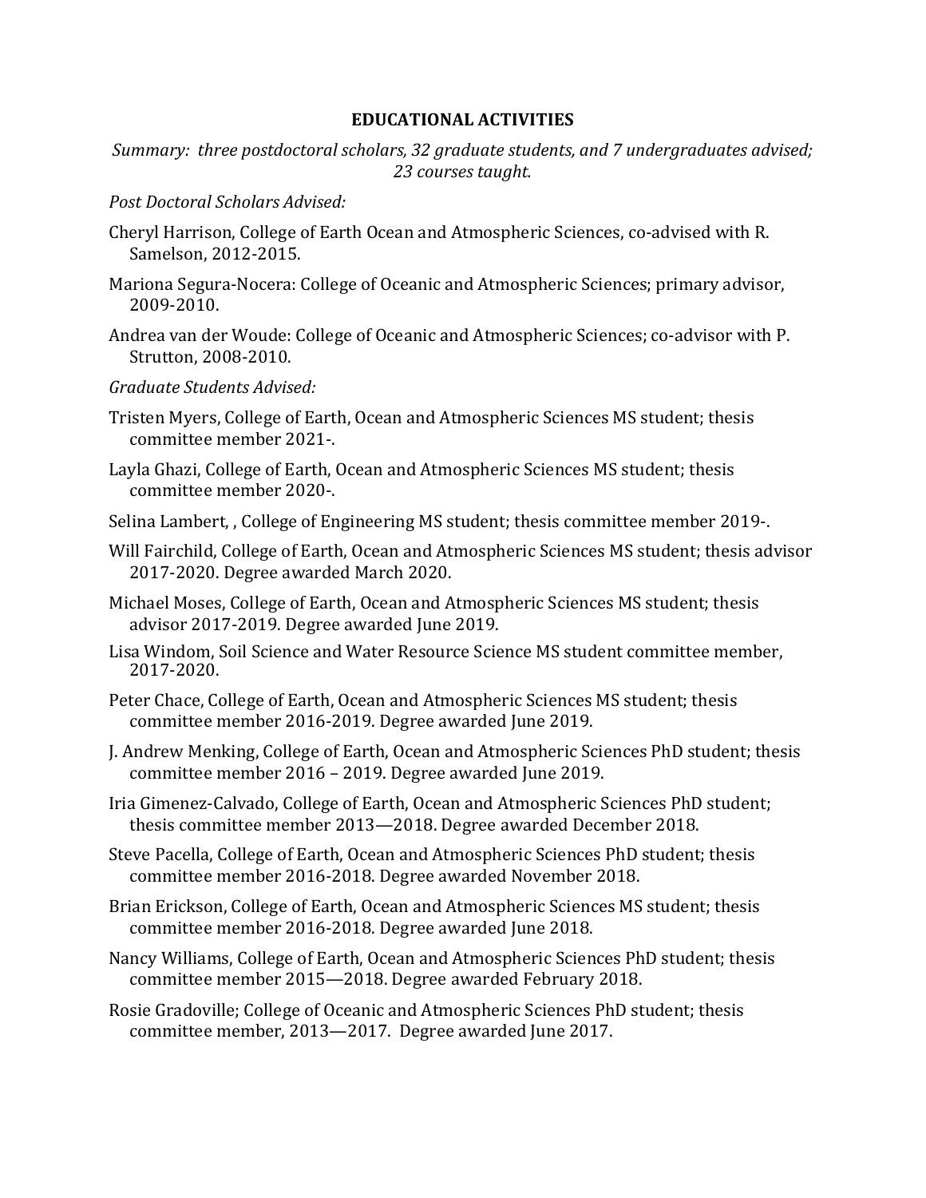## EDUCATIONAL ACTIVITIES

*Summary: three postdoctoral scholars, 32 graduate students, and 7 undergraduates advised; 23 courses taught.*

*Post Doctoral Scholars Advised:*

Cheryl Harrison, College of Earth Ocean and Atmospheric Sciences, co-advised with R. Samelson, 2012-2015.

Mariona Segura-Nocera: College of Oceanic and Atmospheric Sciences; primary advisor, 2009-2010.

Andrea van der Woude: College of Oceanic and Atmospheric Sciences; co-advisor with P. Strutton, 2008-2010.

*Graduate Students Advised:*

Tristen Myers, College of Earth, Ocean and Atmospheric Sciences MS student; thesis committee member 2021-.

Layla Ghazi, College of Earth, Ocean and Atmospheric Sciences MS student; thesis committee member 2020-.

Selina Lambert, , College of Engineering MS student; thesis committee member 2019-.

Will Fairchild, College of Earth, Ocean and Atmospheric Sciences MS student; thesis advisor 2017-2020. Degree awarded March 2020.

Michael Moses, College of Earth, Ocean and Atmospheric Sciences MS student; thesis advisor 2017-2019. Degree awarded June 2019.

Lisa Windom, Soil Science and Water Resource Science MS student committee member, 2017-2020.

Peter Chace, College of Earth, Ocean and Atmospheric Sciences MS student; thesis committee member 2016-2019. Degree awarded June 2019.

J. Andrew Menking, College of Earth, Ocean and Atmospheric Sciences PhD student; thesis committee member 2016 – 2019. Degree awarded June 2019.

Iria Gimenez-Calvado, College of Earth, Ocean and Atmospheric Sciences PhD student; thesis committee member 2013—2018. Degree awarded December 2018.

Steve Pacella, College of Earth, Ocean and Atmospheric Sciences PhD student; thesis committee member 2016-2018. Degree awarded November 2018.

Brian Erickson, College of Earth, Ocean and Atmospheric Sciences MS student; thesis committee member 2016-2018. Degree awarded June 2018.

Nancy Williams, College of Earth, Ocean and Atmospheric Sciences PhD student; thesis committee member 2015—2018. Degree awarded February 2018.

Rosie Gradoville; College of Oceanic and Atmospheric Sciences PhD student; thesis committee member, 2013—2017. Degree awarded June 2017.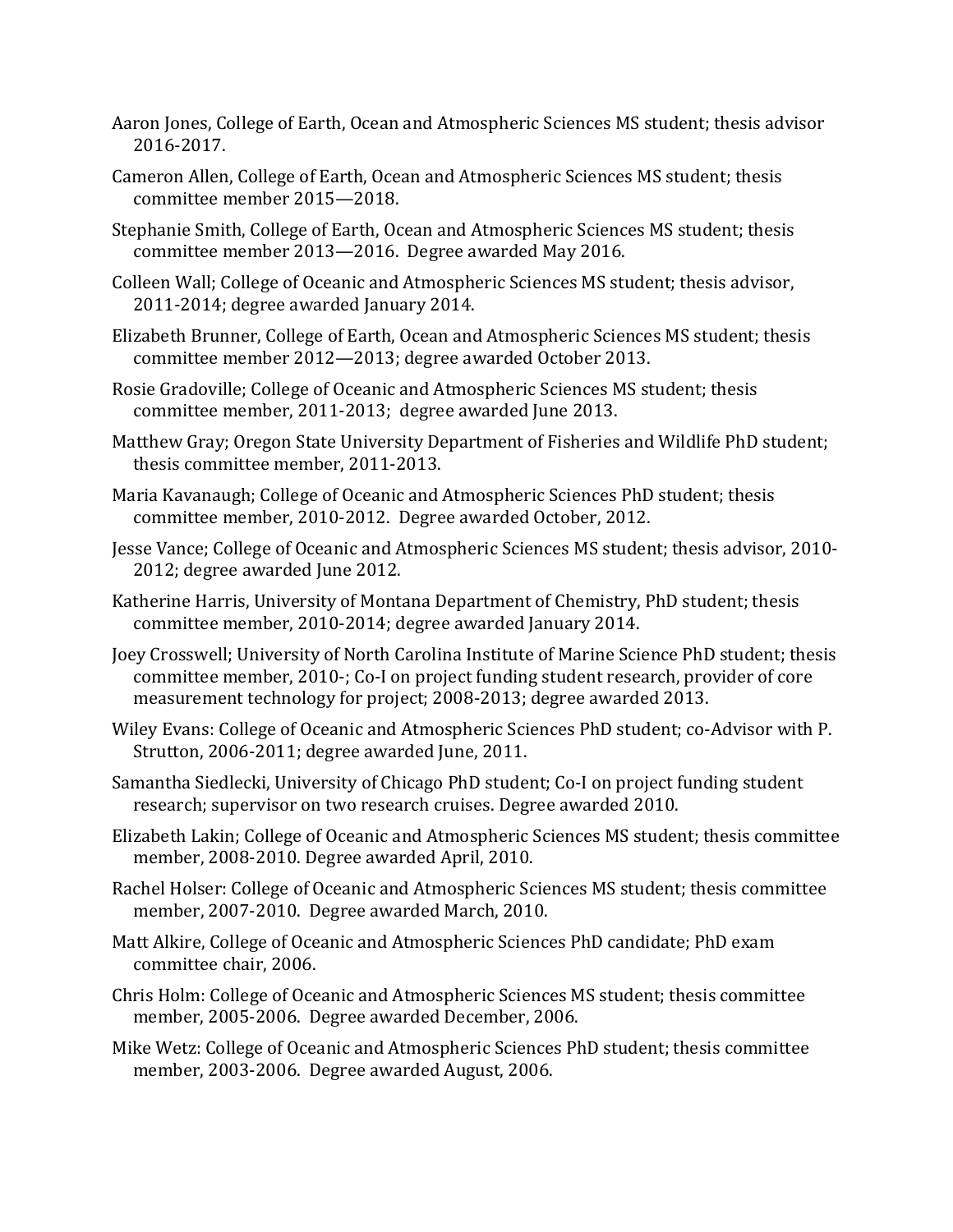Aaron Jones, College of Earth, Ocean and Atmospheric Sciences MS student; thesis advisor 2016-2017.

Cameron Allen, College of Earth, Ocean and Atmospheric Sciences MS student; thesis committee member 2015—2018.

Stephanie Smith, College of Earth, Ocean and Atmospheric Sciences MS student; thesis committee member 2013—2016. Degree awarded May 2016.

Colleen Wall; College of Oceanic and Atmospheric Sciences MS student; thesis advisor, 2011-2014; degree awarded January 2014.

Elizabeth Brunner, College of Earth, Ocean and Atmospheric Sciences MS student; thesis committee member 2012—2013; degree awarded October 2013.

Rosie Gradoville; College of Oceanic and Atmospheric Sciences MS student; thesis committee member, 2011-2013; degree awarded June 2013.

Matthew Gray; Oregon State University Department of Fisheries and Wildlife PhD student; thesis committee member, 2011-2013.

Maria Kavanaugh; College of Oceanic and Atmospheric Sciences PhD student; thesis committee member, 2010-2012. Degree awarded October, 2012.

Jesse Vance; College of Oceanic and Atmospheric Sciences MS student; thesis advisor, 2010-2012; degree awarded June 2012.

Katherine Harris, University of Montana Department of Chemistry, PhD student; thesis committee member, 2010-2014; degree awarded January 2014.

Joey Crosswell; University of North Carolina Institute of Marine Science PhD student; thesis committee member, 2010-; Co-I on project funding student research, provider of core measurement technology for project; 2008-2013; degree awarded 2013.

Wiley Evans: College of Oceanic and Atmospheric Sciences PhD student; co-Advisor with P. Strutton, 2006-2011; degree awarded June, 2011.

Samantha Siedlecki, University of Chicago PhD student; Co-I on project funding student research; supervisor on two research cruises. Degree awarded 2010.

Elizabeth Lakin; College of Oceanic and Atmospheric Sciences MS student; thesis committee member, 2008-2010. Degree awarded April, 2010.

Rachel Holser: College of Oceanic and Atmospheric Sciences MS student; thesis committee member, 2007-2010. Degree awarded March, 2010.

Matt Alkire, College of Oceanic and Atmospheric Sciences PhD candidate; PhD exam committee chair, 2006.

Chris Holm: College of Oceanic and Atmospheric Sciences MS student; thesis committee member, 2005-2006. Degree awarded December, 2006.

Mike Wetz: College of Oceanic and Atmospheric Sciences PhD student; thesis committee member, 2003-2006. Degree awarded August, 2006.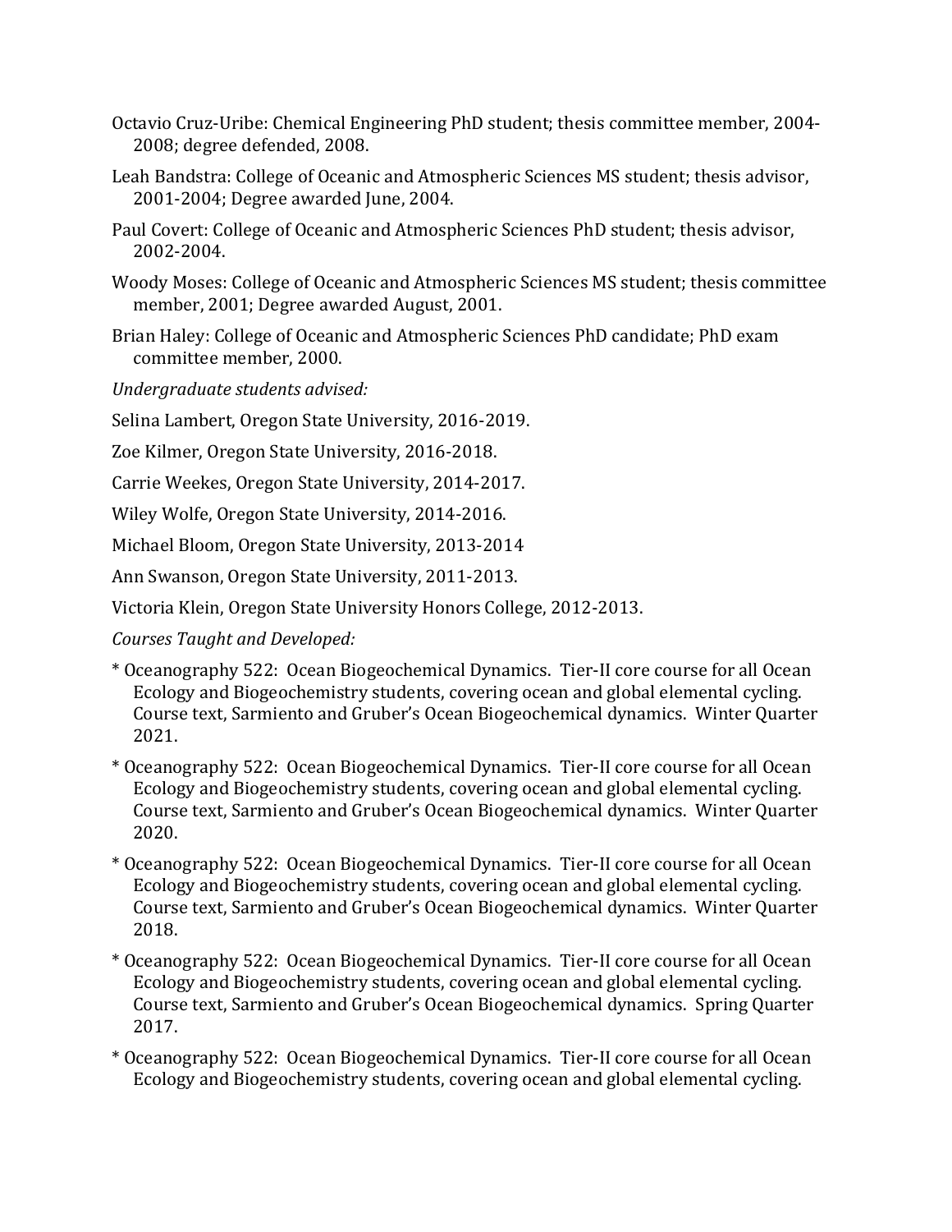Octavio Cruz-Uribe: Chemical Engineering PhD student; thesis committee member, 2004-2008; degree defended, 2008.

Leah Bandstra: College of Oceanic and Atmospheric Sciences MS student; thesis advisor, 2001-2004; Degree awarded June, 2004.

Paul Covert: College of Oceanic and Atmospheric Sciences PhD student; thesis advisor, 2002-2004.

Woody Moses: College of Oceanic and Atmospheric Sciences MS student; thesis committee member, 2001; Degree awarded August, 2001.

Brian Haley: College of Oceanic and Atmospheric Sciences PhD candidate; PhD exam committee member, 2000.

*Undergraduate students advised:*

Selina Lambert, Oregon State University, 2016-2019.

Zoe Kilmer, Oregon State University, 2016-2018.

Carrie Weekes, Oregon State University, 2014-2017.

Wiley Wolfe, Oregon State University, 2014-2016.

Michael Bloom, Oregon State University, 2013-2014

Ann Swanson, Oregon State University, 2011-2013.

Victoria Klein, Oregon State University Honors College, 2012-2013.

*Courses Taught and Developed:*

* Oceanography 522: Ocean Biogeochemical Dynamics. Tier-II core course for all Ocean Ecology and Biogeochemistry students, covering ocean and global elemental cycling. Course text, Sarmiento and Gruber's Ocean Biogeochemical dynamics. Winter Quarter 2021.

* Oceanography 522: Ocean Biogeochemical Dynamics. Tier-II core course for all Ocean Ecology and Biogeochemistry students, covering ocean and global elemental cycling. Course text, Sarmiento and Gruber's Ocean Biogeochemical dynamics. Winter Quarter 2020.

* Oceanography 522: Ocean Biogeochemical Dynamics. Tier-II core course for all Ocean Ecology and Biogeochemistry students, covering ocean and global elemental cycling. Course text, Sarmiento and Gruber's Ocean Biogeochemical dynamics. Winter Quarter 2018.

* Oceanography 522: Ocean Biogeochemical Dynamics. Tier-II core course for all Ocean Ecology and Biogeochemistry students, covering ocean and global elemental cycling. Course text, Sarmiento and Gruber's Ocean Biogeochemical dynamics. Spring Quarter 2017.

* Oceanography 522: Ocean Biogeochemical Dynamics. Tier-II core course for all Ocean Ecology and Biogeochemistry students, covering ocean and global elemental cycling.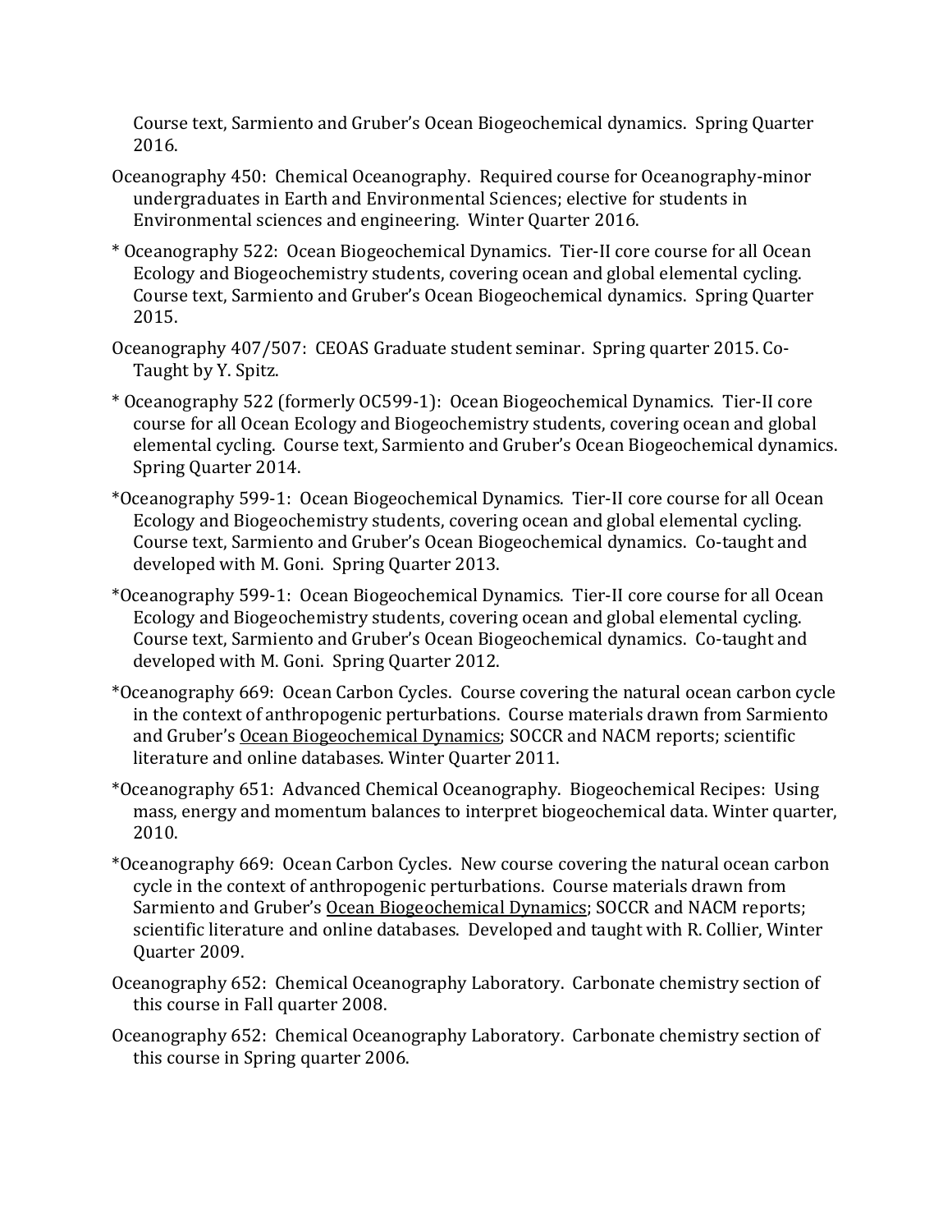Course text, Sarmiento and Gruber's Ocean Biogeochemical dynamics. Spring Quarter 2016.

Oceanography 450: Chemical Oceanography. Required course for Oceanography-minor undergraduates in Earth and Environmental Sciences; elective for students in Environmental sciences and engineering. Winter Quarter 2016.

* Oceanography 522: Ocean Biogeochemical Dynamics. Tier-II core course for all Ocean Ecology and Biogeochemistry students, covering ocean and global elemental cycling. Course text, Sarmiento and Gruber's Ocean Biogeochemical dynamics. Spring Quarter 2015.

Oceanography 407/507: CEOAS Graduate student seminar. Spring quarter 2015. Co-Taught by Y. Spitz.

* Oceanography 522 (formerly OC599-1): Ocean Biogeochemical Dynamics. Tier-II core course for all Ocean Ecology and Biogeochemistry students, covering ocean and global elemental cycling. Course text, Sarmiento and Gruber's Ocean Biogeochemical dynamics. Spring Quarter 2014.

*Oceanography 599-1: Ocean Biogeochemical Dynamics. Tier-II core course for all Ocean Ecology and Biogeochemistry students, covering ocean and global elemental cycling. Course text, Sarmiento and Gruber's Ocean Biogeochemical dynamics. Co-taught and developed with M. Goni. Spring Quarter 2013.

*Oceanography 599-1: Ocean Biogeochemical Dynamics. Tier-II core course for all Ocean Ecology and Biogeochemistry students, covering ocean and global elemental cycling. Course text, Sarmiento and Gruber's Ocean Biogeochemical dynamics. Co-taught and developed with M. Goni. Spring Quarter 2012.

*Oceanography 669: Ocean Carbon Cycles. Course covering the natural ocean carbon cycle in the context of anthropogenic perturbations. Course materials drawn from Sarmiento and Gruber's Ocean Biogeochemical Dynamics; SOCCR and NACM reports; scientific literature and online databases. Winter Quarter 2011.

*Oceanography 651: Advanced Chemical Oceanography. Biogeochemical Recipes: Using mass, energy and momentum balances to interpret biogeochemical data. Winter quarter, 2010.

*Oceanography 669: Ocean Carbon Cycles. New course covering the natural ocean carbon cycle in the context of anthropogenic perturbations. Course materials drawn from Sarmiento and Gruber's Ocean Biogeochemical Dynamics; SOCCR and NACM reports; scientific literature and online databases. Developed and taught with R. Collier, Winter Quarter 2009.

Oceanography 652: Chemical Oceanography Laboratory. Carbonate chemistry section of this course in Fall quarter 2008.

Oceanography 652: Chemical Oceanography Laboratory. Carbonate chemistry section of this course in Spring quarter 2006.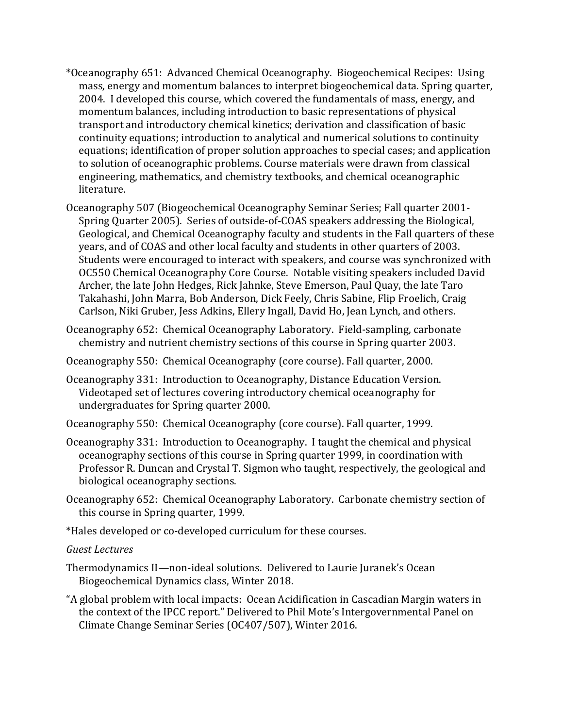*Oceanography 651: Advanced Chemical Oceanography. Biogeochemical Recipes: Using mass, energy and momentum balances to interpret biogeochemical data. Spring quarter, 2004. I developed this course, which covered the fundamentals of mass, energy, and momentum balances, including introduction to basic representations of physical transport and introductory chemical kinetics; derivation and classification of basic continuity equations; introduction to analytical and numerical solutions to continuity equations; identification of proper solution approaches to special cases; and application to solution of oceanographic problems. Course materials were drawn from classical engineering, mathematics, and chemistry textbooks, and chemical oceanographic literature.

Oceanography 507 (Biogeochemical Oceanography Seminar Series; Fall quarter 2001-Spring Quarter 2005). Series of outside-of-COAS speakers addressing the Biological, Geological, and Chemical Oceanography faculty and students in the Fall quarters of these years, and of COAS and other local faculty and students in other quarters of 2003. Students were encouraged to interact with speakers, and course was synchronized with OC550 Chemical Oceanography Core Course. Notable visiting speakers included David Archer, the late John Hedges, Rick Jahnke, Steve Emerson, Paul Quay, the late Taro Takahashi, John Marra, Bob Anderson, Dick Feely, Chris Sabine, Flip Froelich, Craig Carlson, Niki Gruber, Jess Adkins, Ellery Ingall, David Ho, Jean Lynch, and others.

Oceanography 652: Chemical Oceanography Laboratory. Field-sampling, carbonate chemistry and nutrient chemistry sections of this course in Spring quarter 2003.

Oceanography 550: Chemical Oceanography (core course). Fall quarter, 2000.

Oceanography 331: Introduction to Oceanography, Distance Education Version. Videotaped set of lectures covering introductory chemical oceanography for undergraduates for Spring quarter 2000.

Oceanography 550: Chemical Oceanography (core course). Fall quarter, 1999.

Oceanography 331: Introduction to Oceanography. I taught the chemical and physical oceanography sections of this course in Spring quarter 1999, in coordination with Professor R. Duncan and Crystal T. Sigmon who taught, respectively, the geological and biological oceanography sections.

Oceanography 652: Chemical Oceanography Laboratory. Carbonate chemistry section of this course in Spring quarter, 1999.

*Hales developed or co-developed curriculum for these courses.

*Guest Lectures*

Thermodynamics II—non-ideal solutions. Delivered to Laurie Juranek's Ocean Biogeochemical Dynamics class, Winter 2018.

"A global problem with local impacts: Ocean Acidification in Cascadian Margin waters in the context of the IPCC report." Delivered to Phil Mote's Intergovernmental Panel on Climate Change Seminar Series (OC407/507), Winter 2016.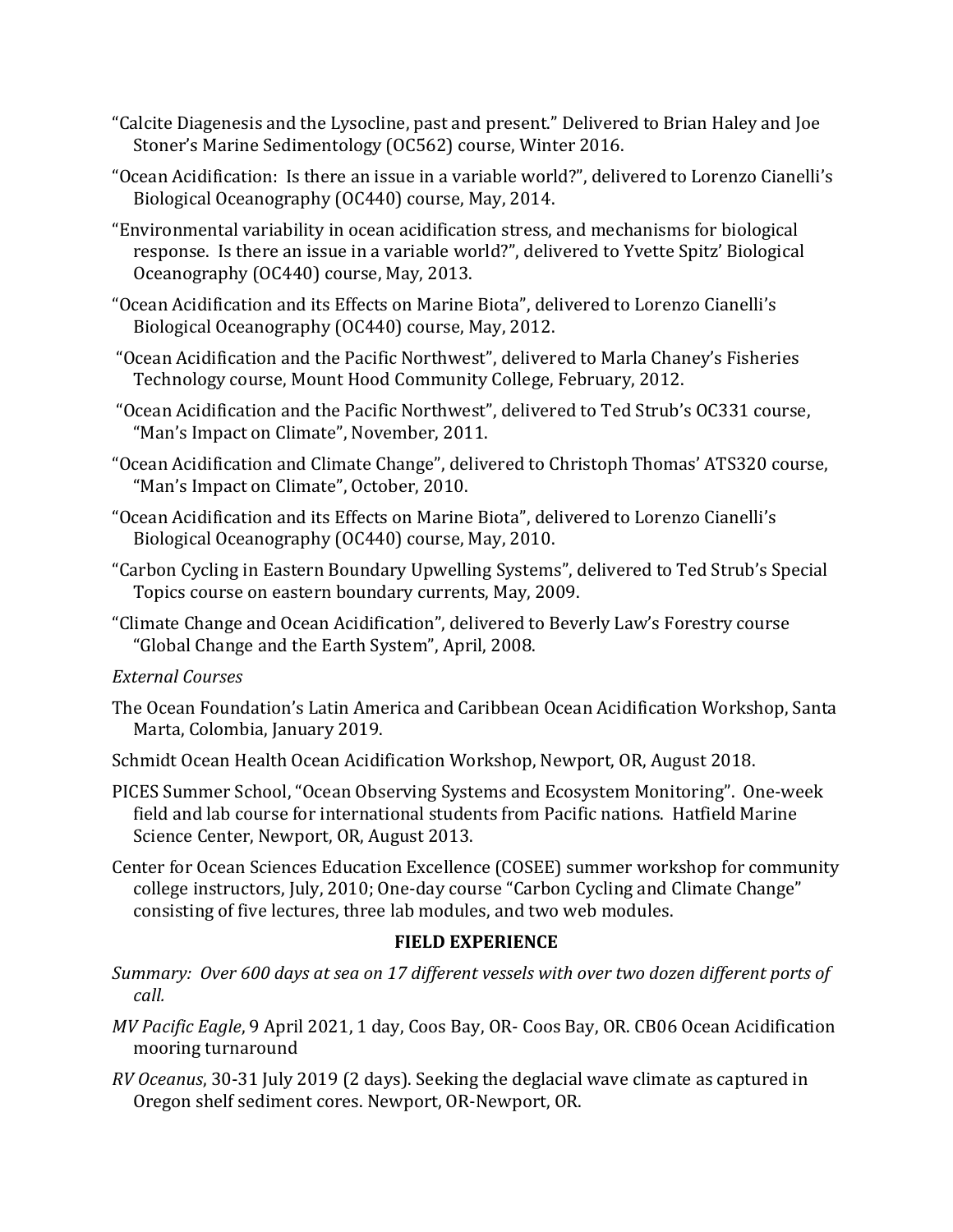"Calcite Diagenesis and the Lysocline, past and present." Delivered to Brian Haley and Joe Stoner's Marine Sedimentology (OC562) course, Winter 2016.

"Ocean Acidification: Is there an issue in a variable world?", delivered to Lorenzo Cianelli's Biological Oceanography (OC440) course, May, 2014.

"Environmental variability in ocean acidification stress, and mechanisms for biological response. Is there an issue in a variable world?", delivered to Yvette Spitz' Biological Oceanography (OC440) course, May, 2013.

"Ocean Acidification and its Effects on Marine Biota", delivered to Lorenzo Cianelli's Biological Oceanography (OC440) course, May, 2012.

"Ocean Acidification and the Pacific Northwest", delivered to Marla Chaney's Fisheries Technology course, Mount Hood Community College, February, 2012.

"Ocean Acidification and the Pacific Northwest", delivered to Ted Strub's OC331 course, "Man's Impact on Climate", November, 2011.

"Ocean Acidification and Climate Change", delivered to Christoph Thomas' ATS320 course, "Man's Impact on Climate", October, 2010.

"Ocean Acidification and its Effects on Marine Biota", delivered to Lorenzo Cianelli's Biological Oceanography (OC440) course, May, 2010.

"Carbon Cycling in Eastern Boundary Upwelling Systems", delivered to Ted Strub's Special Topics course on eastern boundary currents, May, 2009.

"Climate Change and Ocean Acidification", delivered to Beverly Law's Forestry course "Global Change and the Earth System", April, 2008.

*External Courses*

The Ocean Foundation's Latin America and Caribbean Ocean Acidification Workshop, Santa Marta, Colombia, January 2019.

Schmidt Ocean Health Ocean Acidification Workshop, Newport, OR, August 2018.

PICES Summer School, "Ocean Observing Systems and Ecosystem Monitoring". One-week field and lab course for international students from Pacific nations. Hatfield Marine Science Center, Newport, OR, August 2013.

Center for Ocean Sciences Education Excellence (COSEE) summer workshop for community college instructors, July, 2010; One-day course "Carbon Cycling and Climate Change" consisting of five lectures, three lab modules, and two web modules.

## FIELD EXPERIENCE

*Summary: Over 600 days at sea on 17 different vessels with over two dozen different ports of call.*

*MV Pacific Eagle*, 9 April 2021, 1 day, Coos Bay, OR- Coos Bay, OR. CB06 Ocean Acidification mooring turnaround

*RV Oceanus*, 30-31 July 2019 (2 days). Seeking the deglacial wave climate as captured in Oregon shelf sediment cores. Newport, OR-Newport, OR.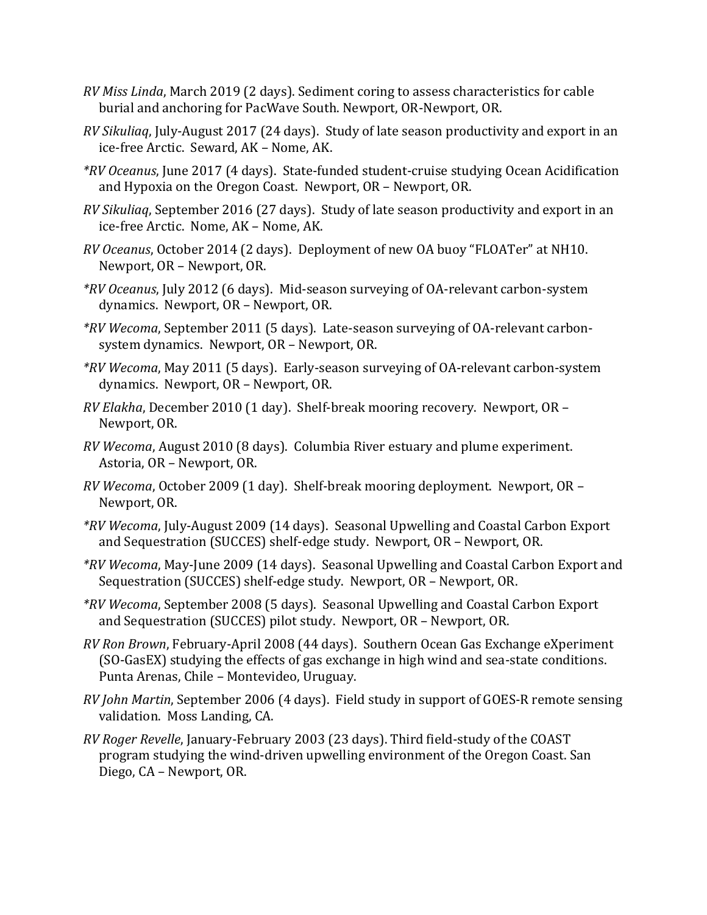*RV Miss Linda*, March 2019 (2 days). Sediment coring to assess characteristics for cable burial and anchoring for PacWave South. Newport, OR-Newport, OR.

*RV Sikuliaq*, July-August 2017 (24 days). Study of late season productivity and export in an ice-free Arctic. Seward, AK – Nome, AK.

**RV Oceanus*, June 2017 (4 days). State-funded student-cruise studying Ocean Acidification and Hypoxia on the Oregon Coast. Newport, OR – Newport, OR.

*RV Sikuliaq*, September 2016 (27 days). Study of late season productivity and export in an ice-free Arctic. Nome, AK – Nome, AK.

*RV Oceanus*, October 2014 (2 days). Deployment of new OA buoy "FLOATer" at NH10. Newport, OR – Newport, OR.

**RV Oceanus*, July 2012 (6 days). Mid-season surveying of OA-relevant carbon-system dynamics. Newport, OR – Newport, OR.

**RV Wecoma*, September 2011 (5 days). Late-season surveying of OA-relevant carbon-system dynamics. Newport, OR – Newport, OR.

**RV Wecoma*, May 2011 (5 days). Early-season surveying of OA-relevant carbon-system dynamics. Newport, OR – Newport, OR.

*RV Elakha*, December 2010 (1 day). Shelf-break mooring recovery. Newport, OR – Newport, OR.

*RV Wecoma*, August 2010 (8 days). Columbia River estuary and plume experiment. Astoria, OR – Newport, OR.

*RV Wecoma*, October 2009 (1 day). Shelf-break mooring deployment. Newport, OR – Newport, OR.

**RV Wecoma*, July-August 2009 (14 days). Seasonal Upwelling and Coastal Carbon Export and Sequestration (SUCCES) shelf-edge study. Newport, OR – Newport, OR.

**RV Wecoma*, May-June 2009 (14 days). Seasonal Upwelling and Coastal Carbon Export and Sequestration (SUCCES) shelf-edge study. Newport, OR – Newport, OR.

**RV Wecoma*, September 2008 (5 days). Seasonal Upwelling and Coastal Carbon Export and Sequestration (SUCCES) pilot study. Newport, OR – Newport, OR.

*RV Ron Brown*, February-April 2008 (44 days). Southern Ocean Gas Exchange eXperiment (SO-GasEX) studying the effects of gas exchange in high wind and sea-state conditions. Punta Arenas, Chile – Montevideo, Uruguay.

*RV John Martin*, September 2006 (4 days). Field study in support of GOES-R remote sensing validation. Moss Landing, CA.

*RV Roger Revelle*, January-February 2003 (23 days). Third field-study of the COAST program studying the wind-driven upwelling environment of the Oregon Coast. San Diego, CA – Newport, OR.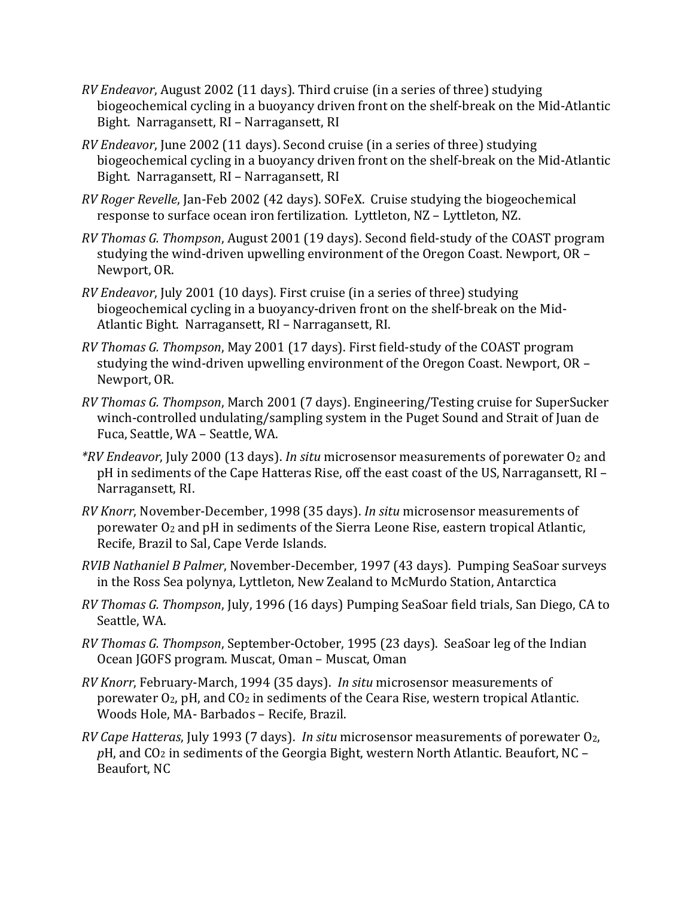*RV Endeavor*, August 2002 (11 days). Third cruise (in a series of three) studying biogeochemical cycling in a buoyancy driven front on the shelf-break on the Mid-Atlantic Bight. Narragansett, RI – Narragansett, RI

*RV Endeavor*, June 2002 (11 days). Second cruise (in a series of three) studying biogeochemical cycling in a buoyancy driven front on the shelf-break on the Mid-Atlantic Bight. Narragansett, RI – Narragansett, RI

*RV Roger Revelle*, Jan-Feb 2002 (42 days). SOFeX. Cruise studying the biogeochemical response to surface ocean iron fertilization. Lyttleton, NZ – Lyttleton, NZ.

*RV Thomas G. Thompson*, August 2001 (19 days). Second field-study of the COAST program studying the wind-driven upwelling environment of the Oregon Coast. Newport, OR – Newport, OR.

*RV Endeavor*, July 2001 (10 days). First cruise (in a series of three) studying biogeochemical cycling in a buoyancy-driven front on the shelf-break on the Mid-Atlantic Bight. Narragansett, RI – Narragansett, RI.

*RV Thomas G. Thompson*, May 2001 (17 days). First field-study of the COAST program studying the wind-driven upwelling environment of the Oregon Coast. Newport, OR – Newport, OR.

*RV Thomas G. Thompson*, March 2001 (7 days). Engineering/Testing cruise for SuperSucker winch-controlled undulating/sampling system in the Puget Sound and Strait of Juan de Fuca, Seattle, WA – Seattle, WA.

*\*RV Endeavor*, July 2000 (13 days). *In situ* microsensor measurements of porewater $O_2$ and pH in sediments of the Cape Hatteras Rise, off the east coast of the US, Narragansett, RI – Narragansett, RI.

*RV Knorr*, November-December, 1998 (35 days). *In situ* microsensor measurements of porewater $O_2$ and pH in sediments of the Sierra Leone Rise, eastern tropical Atlantic, Recife, Brazil to Sal, Cape Verde Islands.

*RVIB Nathaniel B Palmer*, November-December, 1997 (43 days). Pumping SeaSoar surveys in the Ross Sea polynya, Lyttleton, New Zealand to McMurdo Station, Antarctica

*RV Thomas G. Thompson*, July, 1996 (16 days) Pumping SeaSoar field trials, San Diego, CA to Seattle, WA.

*RV Thomas G. Thompson*, September-October, 1995 (23 days). SeaSoar leg of the Indian Ocean JGOFS program. Muscat, Oman – Muscat, Oman

*RV Knorr*, February-March, 1994 (35 days). *In situ* microsensor measurements of porewater $O_2$, pH, and $CO_2$ in sediments of the Ceara Rise, western tropical Atlantic. Woods Hole, MA- Barbados – Recife, Brazil.

*RV Cape Hatteras*, July 1993 (7 days). *In situ* microsensor measurements of porewater $O_2$, *p*H, and $CO_2$ in sediments of the Georgia Bight, western North Atlantic. Beaufort, NC – Beaufort, NC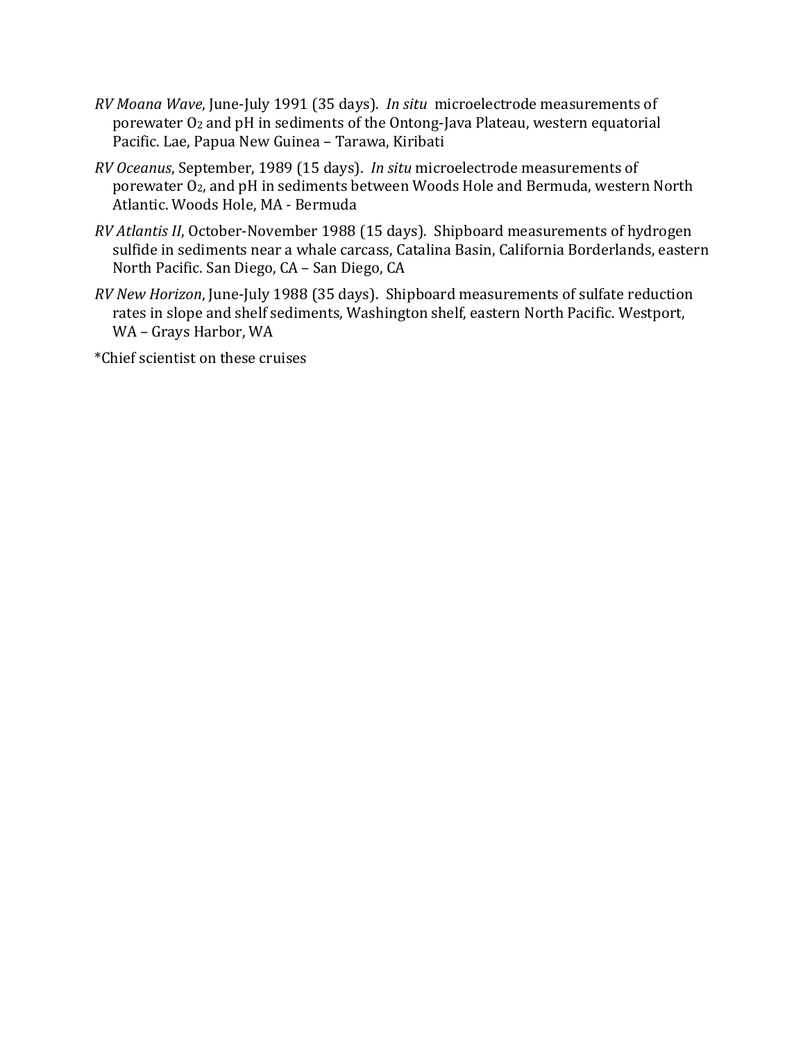*RV Moana Wave*, June-July 1991 (35 days). *In situ* microelectrode measurements of porewater $O_2$ and pH in sediments of the Ontong-Java Plateau, western equatorial Pacific. Lae, Papua New Guinea – Tarawa, Kiribati

*RV Oceanus*, September, 1989 (15 days). *In situ* microelectrode measurements of porewater $O_2$, and pH in sediments between Woods Hole and Bermuda, western North Atlantic. Woods Hole, MA - Bermuda

*RV Atlantis II*, October-November 1988 (15 days). Shipboard measurements of hydrogen sulfide in sediments near a whale carcass, Catalina Basin, California Borderlands, eastern North Pacific. San Diego, CA – San Diego, CA

*RV New Horizon*, June-July 1988 (35 days). Shipboard measurements of sulfate reduction rates in slope and shelf sediments, Washington shelf, eastern North Pacific. Westport, WA – Grays Harbor, WA

*Chief scientist on these cruises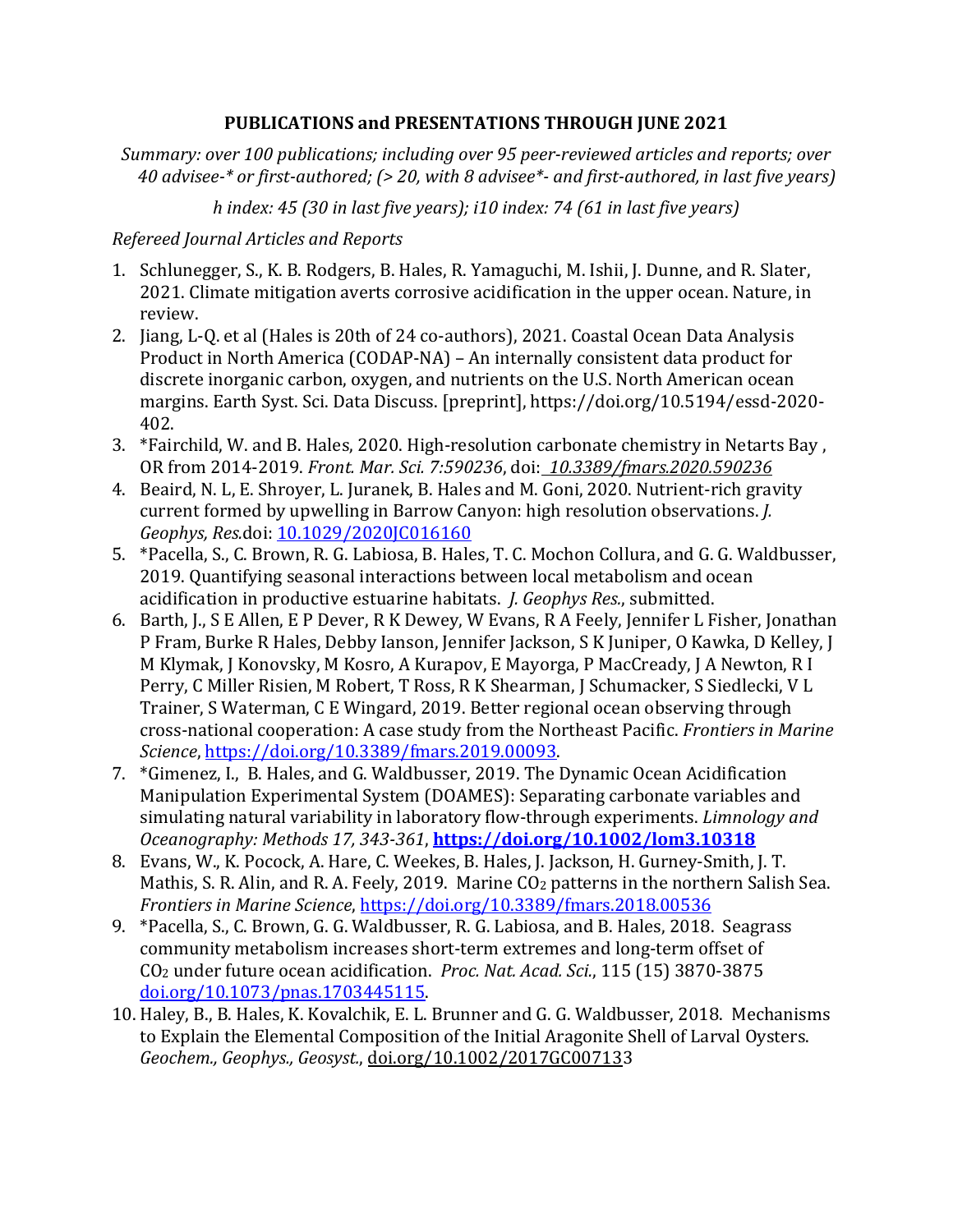## PUBLICATIONS and PRESENTATIONS THROUGH JUNE 2021

*Summary: over 100 publications; including over 95 peer-reviewed articles and reports; over 40 advisee-* or first-authored; (> 20, with 8 advisee*- and first-authored, in last five years)*

*h index: 45 (30 in last five years); i10 index: 74 (61 in last five years)*

*Refereed Journal Articles and Reports*

1. Schlunegger, S., K. B. Rodgers, B. Hales, R. Yamaguchi, M. Ishii, J. Dunne, and R. Slater, 2021. Climate mitigation averts corrosive acidification in the upper ocean. Nature, in review.
2. Jiang, L-Q. et al (Hales is 20th of 24 co-authors), 2021. Coastal Ocean Data Analysis Product in North America (CODAP-NA) – An internally consistent data product for discrete inorganic carbon, oxygen, and nutrients on the U.S. North American ocean margins. Earth Syst. Sci. Data Discuss. [preprint], https://doi.org/10.5194/essd-2020-402.
3. *Fairchild, W. and B. Hales, 2020. High-resolution carbonate chemistry in Netarts Bay , OR from 2014-2019. *Front. Mar. Sci. 7:590236*, doi: 10.3389/fmars.2020.590236
4. Beaird, N. L, E. Shroyer, L. Juranek, B. Hales and M. Goni, 2020. Nutrient-rich gravity current formed by upwelling in Barrow Canyon: high resolution observations. *J. Geophys, Res.*doi: 10.1029/2020JC016160
5. *Pacella, S., C. Brown, R. G. Labiosa, B. Hales, T. C. Mochon Collura, and G. G. Waldbusser, 2019. Quantifying seasonal interactions between local metabolism and ocean acidification in productive estuarine habitats. *J. Geophys Res.*, submitted.
6. Barth, J., S E Allen, E P Dever, R K Dewey, W Evans, R A Feely, Jennifer L Fisher, Jonathan P Fram, Burke R Hales, Debby Ianson, Jennifer Jackson, S K Juniper, O Kawka, D Kelley, J M Klymak, J Konovsky, M Kosro, A Kurapov, E Mayorga, P MacCready, J A Newton, R I Perry, C Miller Risien, M Robert, T Ross, R K Shearman, J Schumacker, S Siedlecki, V L Trainer, S Waterman, C E Wingard, 2019. Better regional ocean observing through cross-national cooperation: A case study from the Northeast Pacific. *Frontiers in Marine Science*, https://doi.org/10.3389/fmars.2019.00093.
7. *Gimenez, I., B. Hales, and G. Waldbusser, 2019. The Dynamic Ocean Acidification Manipulation Experimental System (DOAMES): Separating carbonate variables and simulating natural variability in laboratory flow-through experiments. *Limnology and Oceanography: Methods 17, 343-361*, **https://doi.org/10.1002/lom3.10318**
8. Evans, W., K. Pocock, A. Hare, C. Weekes, B. Hales, J. Jackson, H. Gurney-Smith, J. T. Mathis, S. R. Alin, and R. A. Feely, 2019. Marine $CO_2$ patterns in the northern Salish Sea. *Frontiers in Marine Science*, https://doi.org/10.3389/fmars.2018.00536
9. *Pacella, S., C. Brown, G. G. Waldbusser, R. G. Labiosa, and B. Hales, 2018. Seagrass community metabolism increases short-term extremes and long-term offset of $CO_2$ under future ocean acidification. *Proc. Nat. Acad. Sci.*, 115 (15) 3870-3875 doi.org/10.1073/pnas.1703445115.
10. Haley, B., B. Hales, K. Kovalchik, E. L. Brunner and G. G. Waldbusser, 2018. Mechanisms to Explain the Elemental Composition of the Initial Aragonite Shell of Larval Oysters. *Geochem., Geophys., Geosyst.*, doi.org/10.1002/2017GC007133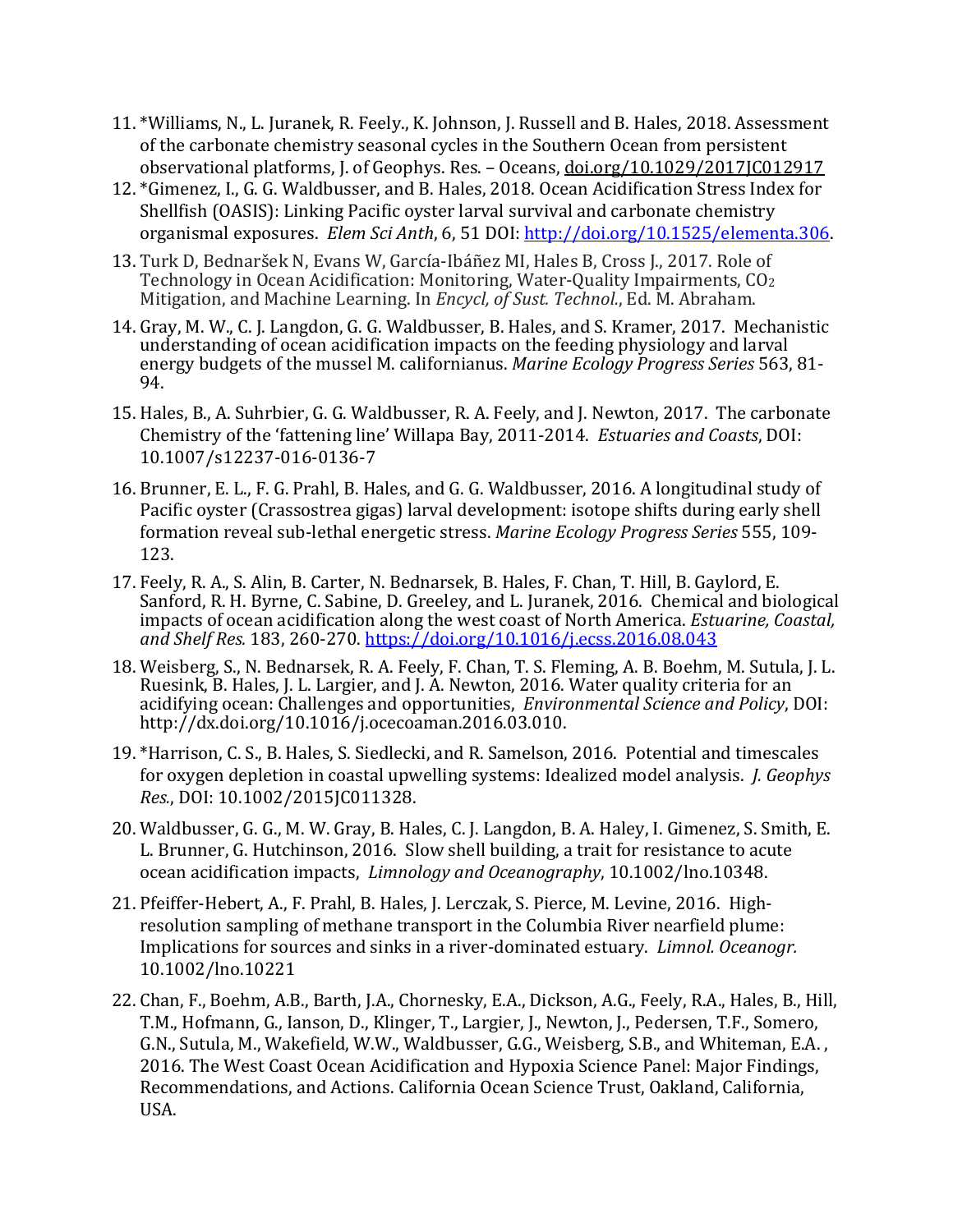11. *Williams, N., L. Juranek, R. Feely., K. Johnson, J. Russell and B. Hales, 2018. Assessment of the carbonate chemistry seasonal cycles in the Southern Ocean from persistent observational platforms, J. of Geophys. Res. – Oceans, doi.org/10.1029/2017JC012917
12. *Gimenez, I., G. G. Waldbusser, and B. Hales, 2018. Ocean Acidification Stress Index for Shellfish (OASIS): Linking Pacific oyster larval survival and carbonate chemistry organismal exposures. *Elem Sci Anth*, 6, 51 DOI: http://doi.org/10.1525/elementa.306.
13. Turk D, Bednaršek N, Evans W, García-Ibáñez MI, Hales B, Cross J., 2017. Role of Technology in Ocean Acidification: Monitoring, Water-Quality Impairments, $CO_2$ Mitigation, and Machine Learning. In *Encycl, of Sust. Technol.*, Ed. M. Abraham.
14. Gray, M. W., C. J. Langdon, G. G. Waldbusser, B. Hales, and S. Kramer, 2017. Mechanistic understanding of ocean acidification impacts on the feeding physiology and larval energy budgets of the mussel M. californianus. *Marine Ecology Progress Series* 563, 81-94.
15. Hales, B., A. Suhrbier, G. G. Waldbusser, R. A. Feely, and J. Newton, 2017. The carbonate Chemistry of the 'fattening line' Willapa Bay, 2011-2014. *Estuaries and Coasts*, DOI: 10.1007/s12237-016-0136-7
16. Brunner, E. L., F. G. Prahl, B. Hales, and G. G. Waldbusser, 2016. A longitudinal study of Pacific oyster (Crassostrea gigas) larval development: isotope shifts during early shell formation reveal sub-lethal energetic stress. *Marine Ecology Progress Series* 555, 109-123.
17. Feely, R. A., S. Alin, B. Carter, N. Bednarsek, B. Hales, F. Chan, T. Hill, B. Gaylord, E. Sanford, R. H. Byrne, C. Sabine, D. Greeley, and L. Juranek, 2016. Chemical and biological impacts of ocean acidification along the west coast of North America. *Estuarine, Coastal, and Shelf Res.* 183, 260-270. https://doi.org/10.1016/j.ecss.2016.08.043
18. Weisberg, S., N. Bednarsek, R. A. Feely, F. Chan, T. S. Fleming, A. B. Boehm, M. Sutula, J. L. Ruesink, B. Hales, J. L. Largier, and J. A. Newton, 2016. Water quality criteria for an acidifying ocean: Challenges and opportunities, *Environmental Science and Policy*, DOI: http://dx.doi.org/10.1016/j.ocecoaman.2016.03.010.
19. *Harrison, C. S., B. Hales, S. Siedlecki, and R. Samelson, 2016. Potential and timescales for oxygen depletion in coastal upwelling systems: Idealized model analysis. *J. Geophys Res.*, DOI: 10.1002/2015JC011328.
20. Waldbusser, G. G., M. W. Gray, B. Hales, C. J. Langdon, B. A. Haley, I. Gimenez, S. Smith, E. L. Brunner, G. Hutchinson, 2016. Slow shell building, a trait for resistance to acute ocean acidification impacts, *Limnology and Oceanography*, 10.1002/lno.10348.
21. Pfeiffer-Hebert, A., F. Prahl, B. Hales, J. Lerczak, S. Pierce, M. Levine, 2016. High-resolution sampling of methane transport in the Columbia River nearfield plume: Implications for sources and sinks in a river-dominated estuary. *Limnol. Oceanogr.* 10.1002/lno.10221
22. Chan, F., Boehm, A.B., Barth, J.A., Chornesky, E.A., Dickson, A.G., Feely, R.A., Hales, B., Hill, T.M., Hofmann, G., Ianson, D., Klinger, T., Largier, J., Newton, J., Pedersen, T.F., Somero, G.N., Sutula, M., Wakefield, W.W., Waldbusser, G.G., Weisberg, S.B., and Whiteman, E.A. , 2016. The West Coast Ocean Acidification and Hypoxia Science Panel: Major Findings, Recommendations, and Actions. California Ocean Science Trust, Oakland, California, USA.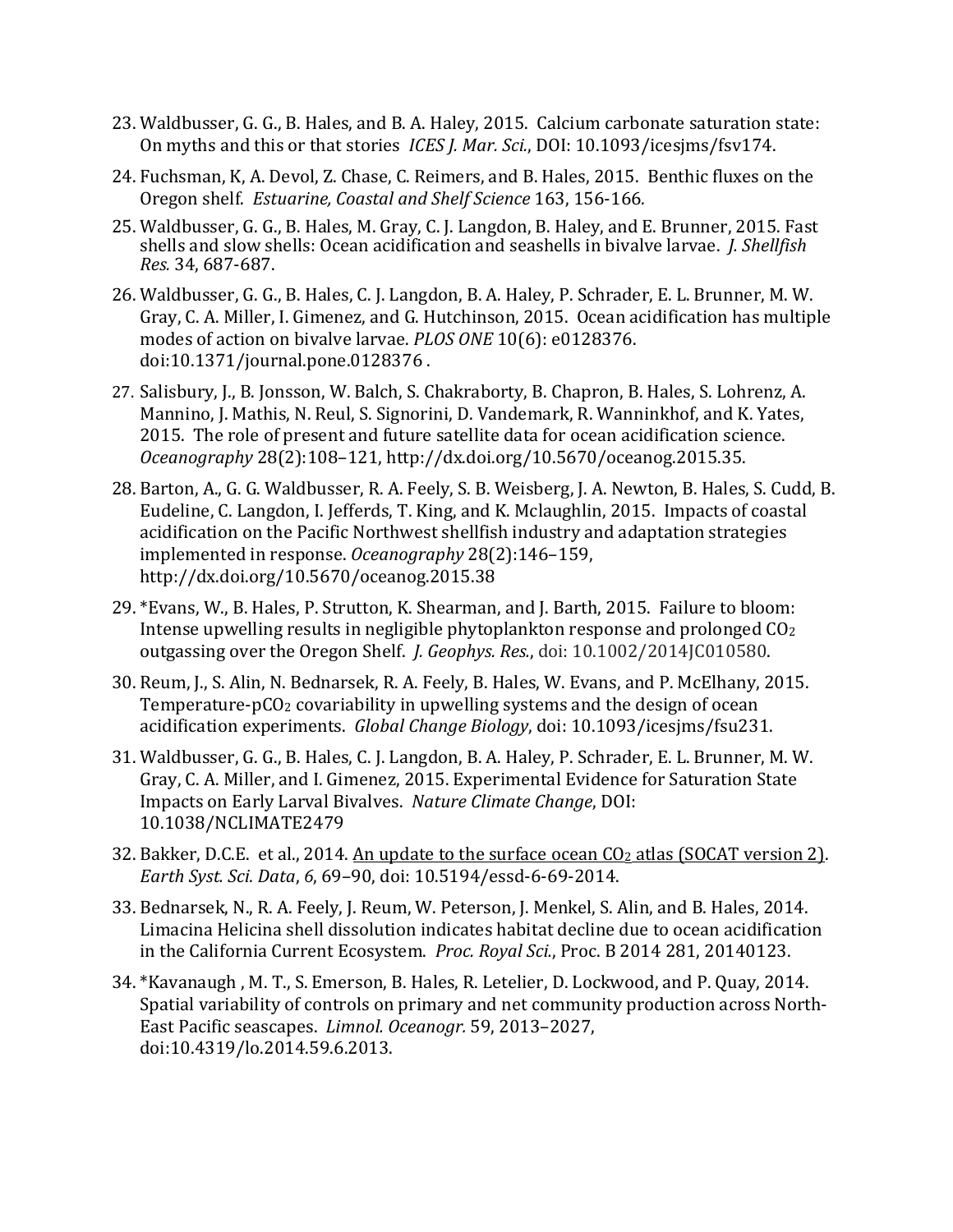23. Waldbusser, G. G., B. Hales, and B. A. Haley, 2015. Calcium carbonate saturation state: On myths and this or that stories *ICES J. Mar. Sci.*, DOI: 10.1093/icesjms/fsv174.

24. Fuchsman, K, A. Devol, Z. Chase, C. Reimers, and B. Hales, 2015. Benthic fluxes on the Oregon shelf. *Estuarine, Coastal and Shelf Science* 163, 156-166.

25. Waldbusser, G. G., B. Hales, M. Gray, C. J. Langdon, B. Haley, and E. Brunner, 2015. Fast shells and slow shells: Ocean acidification and seashells in bivalve larvae. *J. Shellfish Res.* 34, 687-687.

26. Waldbusser, G. G., B. Hales, C. J. Langdon, B. A. Haley, P. Schrader, E. L. Brunner, M. W. Gray, C. A. Miller, I. Gimenez, and G. Hutchinson, 2015. Ocean acidification has multiple modes of action on bivalve larvae. *PLOS ONE* 10(6): e0128376. doi:10.1371/journal.pone.0128376 .

27. Salisbury, J., B. Jonsson, W. Balch, S. Chakraborty, B. Chapron, B. Hales, S. Lohrenz, A. Mannino, J. Mathis, N. Reul, S. Signorini, D. Vandemark, R. Wanninkhof, and K. Yates, 2015. The role of present and future satellite data for ocean acidification science. *Oceanography* 28(2):108–121, http://dx.doi.org/10.5670/oceanog.2015.35.

28. Barton, A., G. G. Waldbusser, R. A. Feely, S. B. Weisberg, J. A. Newton, B. Hales, S. Cudd, B. Eudeline, C. Langdon, I. Jefferds, T. King, and K. Mclaughlin, 2015. Impacts of coastal acidification on the Pacific Northwest shellfish industry and adaptation strategies implemented in response. *Oceanography* 28(2):146–159, http://dx.doi.org/10.5670/oceanog.2015.38

29. *Evans, W., B. Hales, P. Strutton, K. Shearman, and J. Barth, 2015. Failure to bloom: Intense upwelling results in negligible phytoplankton response and prolonged $CO_2$ outgassing over the Oregon Shelf. *J. Geophys. Res.*, doi: 10.1002/2014JC010580.

30. Reum, J., S. Alin, N. Bednarsek, R. A. Feely, B. Hales, W. Evans, and P. McElhany, 2015. Temperature-$pCO_2$ covariability in upwelling systems and the design of ocean acidification experiments. *Global Change Biology*, doi: 10.1093/icesjms/fsu231.

31. Waldbusser, G. G., B. Hales, C. J. Langdon, B. A. Haley, P. Schrader, E. L. Brunner, M. W. Gray, C. A. Miller, and I. Gimenez, 2015. Experimental Evidence for Saturation State Impacts on Early Larval Bivalves. *Nature Climate Change*, DOI: 10.1038/NCLIMATE2479

32. Bakker, D.C.E. et al., 2014. An update to the surface ocean $CO_2$ atlas (SOCAT version 2). *Earth Syst. Sci. Data*, *6*, 69–90, doi: 10.5194/essd-6-69-2014.

33. Bednarsek, N., R. A. Feely, J. Reum, W. Peterson, J. Menkel, S. Alin, and B. Hales, 2014. Limacina Helicina shell dissolution indicates habitat decline due to ocean acidification in the California Current Ecosystem. *Proc. Royal Sci.*, Proc. B 2014 281, 20140123.

34. *Kavanaugh , M. T., S. Emerson, B. Hales, R. Letelier, D. Lockwood, and P. Quay, 2014. Spatial variability of controls on primary and net community production across North-East Pacific seascapes. *Limnol. Oceanogr.* 59, 2013–2027, doi:10.4319/lo.2014.59.6.2013.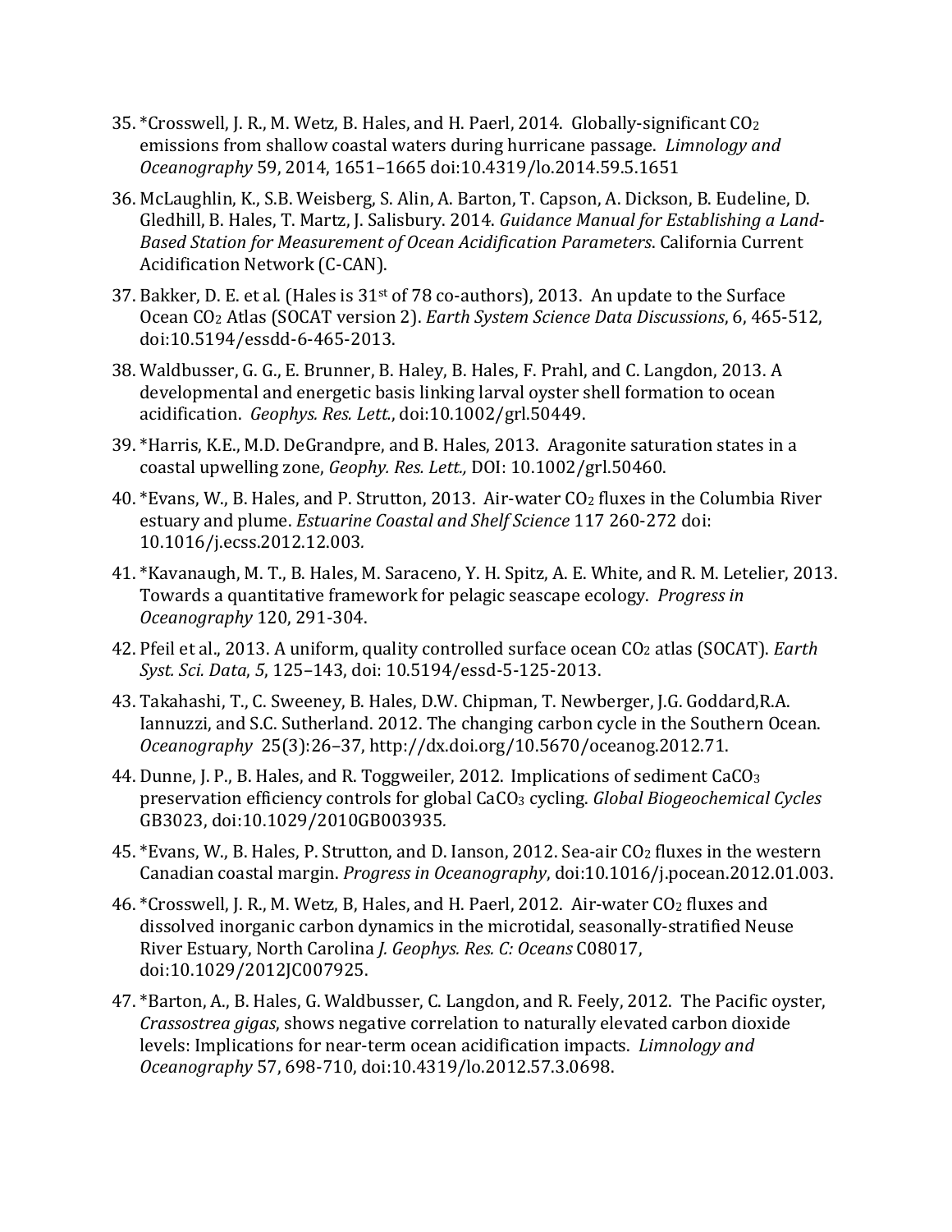35. *Crosswell, J. R., M. Wetz, B. Hales, and H. Paerl, 2014. Globally-significant $CO_2$ emissions from shallow coastal waters during hurricane passage. *Limnology and Oceanography* 59, 2014, 1651–1665 doi:10.4319/lo.2014.59.5.1651

36. McLaughlin, K., S.B. Weisberg, S. Alin, A. Barton, T. Capson, A. Dickson, B. Eudeline, D. Gledhill, B. Hales, T. Martz, J. Salisbury. 2014. *Guidance Manual for Establishing a Land-Based Station for Measurement of Ocean Acidification Parameters*. California Current Acidification Network (C-CAN).

37. Bakker, D. E. et al. (Hales is 31st of 78 co-authors), 2013. An update to the Surface Ocean $CO_2$ Atlas (SOCAT version 2). *Earth System Science Data Discussions*, 6, 465-512, doi:10.5194/essdd-6-465-2013.

38. Waldbusser, G. G., E. Brunner, B. Haley, B. Hales, F. Prahl, and C. Langdon, 2013. A developmental and energetic basis linking larval oyster shell formation to ocean acidification. *Geophys. Res. Lett.*, doi:10.1002/grl.50449.

39. *Harris, K.E., M.D. DeGrandpre, and B. Hales, 2013. Aragonite saturation states in a coastal upwelling zone, *Geophy. Res. Lett.,* DOI: 10.1002/grl.50460.

40. *Evans, W., B. Hales, and P. Strutton, 2013. Air-water $CO_2$ fluxes in the Columbia River estuary and plume. *Estuarine Coastal and Shelf Science* 117 260-272 doi: 10.1016/j.ecss.2012.12.003*.*

41. *Kavanaugh, M. T., B. Hales, M. Saraceno, Y. H. Spitz, A. E. White, and R. M. Letelier, 2013. Towards a quantitative framework for pelagic seascape ecology. *Progress in Oceanography* 120, 291-304.

42. Pfeil et al., 2013. A uniform, quality controlled surface ocean $CO_2$ atlas (SOCAT). *Earth Syst. Sci. Data*, *5*, 125–143, doi: 10.5194/essd-5-125-2013.

43. Takahashi, T., C. Sweeney, B. Hales, D.W. Chipman, T. Newberger, J.G. Goddard,R.A. Iannuzzi, and S.C. Sutherland. 2012. The changing carbon cycle in the Southern Ocean. *Oceanography* 25(3):26–37, http://dx.doi.org/10.5670/oceanog.2012.71.

44. Dunne, J. P., B. Hales, and R. Toggweiler, 2012. Implications of sediment $CaCO_3$ preservation efficiency controls for global $CaCO_3$ cycling. *Global Biogeochemical Cycles* GB3023, doi:10.1029/2010GB003935*.*

45. *Evans, W., B. Hales, P. Strutton, and D. Ianson, 2012. Sea-air $CO_2$ fluxes in the western Canadian coastal margin. *Progress in Oceanography*, doi:10.1016/j.pocean.2012.01.003.

46. *Crosswell, J. R., M. Wetz, B, Hales, and H. Paerl, 2012. Air-water $CO_2$ fluxes and dissolved inorganic carbon dynamics in the microtidal, seasonally-stratified Neuse River Estuary, North Carolina *J. Geophys. Res. C: Oceans* C08017, doi:10.1029/2012JC007925.

47. *Barton, A., B. Hales, G. Waldbusser, C. Langdon, and R. Feely, 2012. The Pacific oyster, *Crassostrea gigas*, shows negative correlation to naturally elevated carbon dioxide levels: Implications for near-term ocean acidification impacts. *Limnology and Oceanography* 57, 698-710, doi:10.4319/lo.2012.57.3.0698.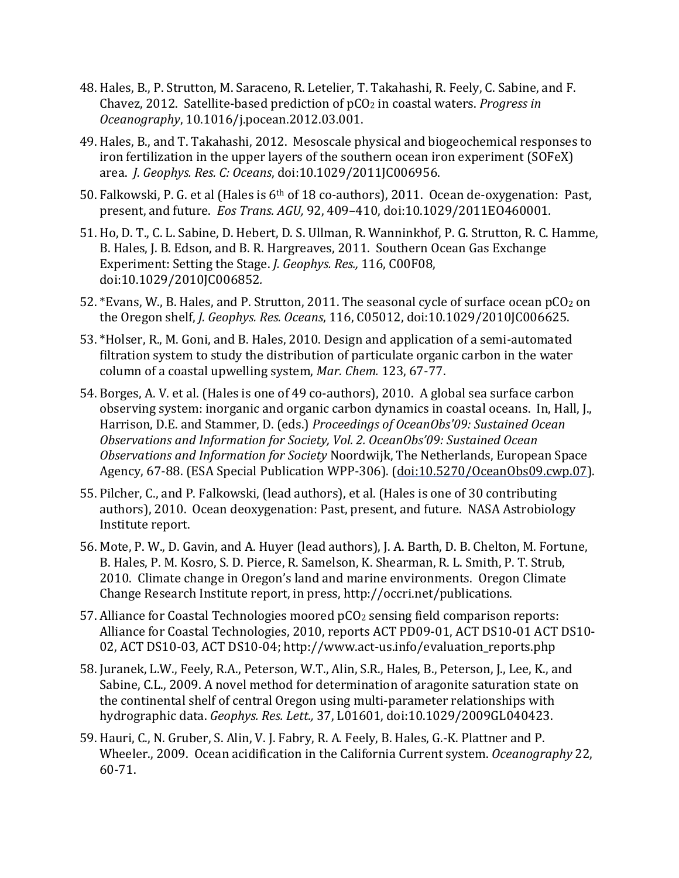48. Hales, B., P. Strutton, M. Saraceno, R. Letelier, T. Takahashi, R. Feely, C. Sabine, and F. Chavez, 2012. Satellite-based prediction of $pCO_2$ in coastal waters. *Progress in Oceanography*, 10.1016/j.pocean.2012.03.001.

49. Hales, B., and T. Takahashi, 2012. Mesoscale physical and biogeochemical responses to iron fertilization in the upper layers of the southern ocean iron experiment (SOFeX) area. *J. Geophys. Res. C: Oceans*, doi:10.1029/2011JC006956.

50. Falkowski, P. G. et al (Hales is 6th of 18 co-authors), 2011. Ocean de-oxygenation: Past, present, and future. *Eos Trans. AGU,* 92, 409–410, doi:10.1029/2011EO460001.

51. Ho, D. T., C. L. Sabine, D. Hebert, D. S. Ullman, R. Wanninkhof, P. G. Strutton, R. C. Hamme, B. Hales, J. B. Edson, and B. R. Hargreaves, 2011. Southern Ocean Gas Exchange Experiment: Setting the Stage. *J. Geophys. Res.,* 116, C00F08, doi:10.1029/2010JC006852.

52. *Evans, W., B. Hales, and P. Strutton, 2011. The seasonal cycle of surface ocean $pCO_2$ on the Oregon shelf, *J. Geophys. Res. Oceans*, 116, C05012, doi:10.1029/2010JC006625.

53. *Holser, R., M. Goni, and B. Hales, 2010. Design and application of a semi-automated filtration system to study the distribution of particulate organic carbon in the water column of a coastal upwelling system, *Mar. Chem.* 123, 67-77.

54. Borges, A. V. et al. (Hales is one of 49 co-authors), 2010. A global sea surface carbon observing system: inorganic and organic carbon dynamics in coastal oceans. In, Hall, J., Harrison, D.E. and Stammer, D. (eds.) *Proceedings of OceanObs'09: Sustained Ocean Observations and Information for Society, Vol. 2. OceanObs'09: Sustained Ocean Observations and Information for Society* Noordwijk, The Netherlands, European Space Agency, 67-88. (ESA Special Publication WPP-306). (doi:10.5270/OceanObs09.cwp.07).

55. Pilcher, C., and P. Falkowski, (lead authors), et al. (Hales is one of 30 contributing authors), 2010. Ocean deoxygenation: Past, present, and future. NASA Astrobiology Institute report.

56. Mote, P. W., D. Gavin, and A. Huyer (lead authors), J. A. Barth, D. B. Chelton, M. Fortune, B. Hales, P. M. Kosro, S. D. Pierce, R. Samelson, K. Shearman, R. L. Smith, P. T. Strub, 2010. Climate change in Oregon's land and marine environments. Oregon Climate Change Research Institute report, in press, http://occri.net/publications.

57. Alliance for Coastal Technologies moored $pCO_2$ sensing field comparison reports: Alliance for Coastal Technologies, 2010, reports ACT PD09-01, ACT DS10-01 ACT DS10-02, ACT DS10-03, ACT DS10-04; http://www.act-us.info/evaluation_reports.php

58. Juranek, L.W., Feely, R.A., Peterson, W.T., Alin, S.R., Hales, B., Peterson, J., Lee, K., and Sabine, C.L., 2009. A novel method for determination of aragonite saturation state on the continental shelf of central Oregon using multi-parameter relationships with hydrographic data. *Geophys. Res. Lett.,* 37, L01601, doi:10.1029/2009GL040423.

59. Hauri, C., N. Gruber, S. Alin, V. J. Fabry, R. A. Feely, B. Hales, G.-K. Plattner and P. Wheeler., 2009. Ocean acidification in the California Current system. *Oceanography* 22, 60-71.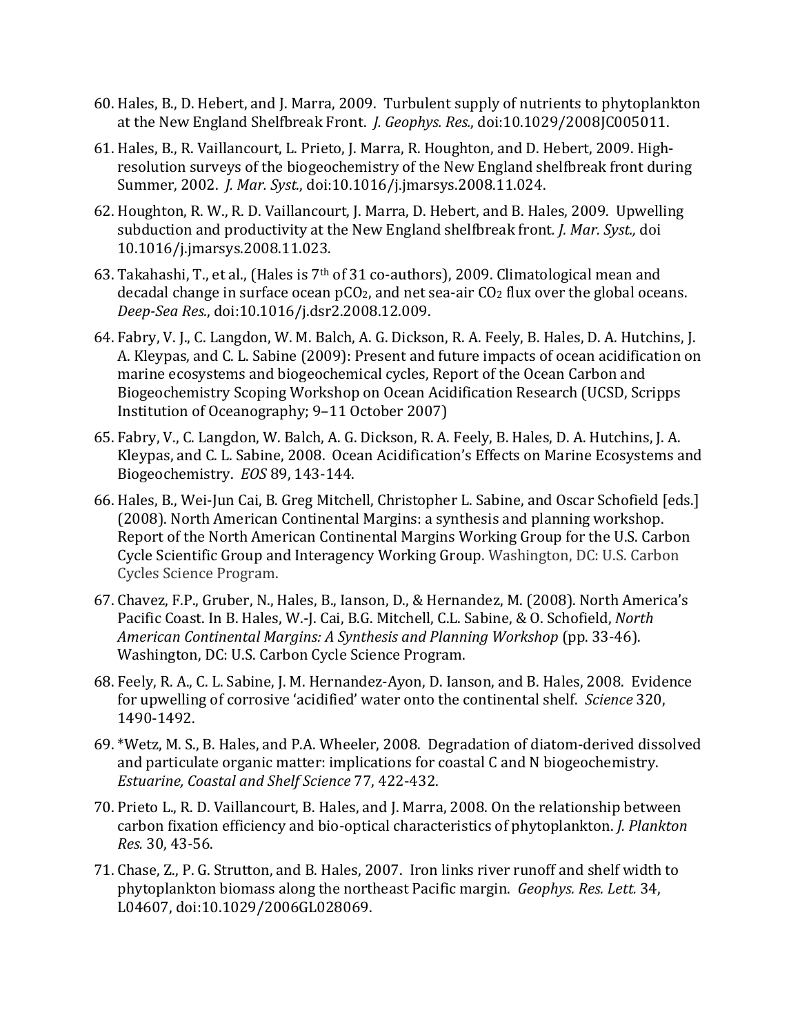60. Hales, B., D. Hebert, and J. Marra, 2009. Turbulent supply of nutrients to phytoplankton at the New England Shelfbreak Front. *J. Geophys. Res.*, doi:10.1029/2008JC005011.

61. Hales, B., R. Vaillancourt, L. Prieto, J. Marra, R. Houghton, and D. Hebert, 2009. High-resolution surveys of the biogeochemistry of the New England shelfbreak front during Summer, 2002. *J. Mar. Syst.*, doi:10.1016/j.jmarsys.2008.11.024.

62. Houghton, R. W., R. D. Vaillancourt, J. Marra, D. Hebert, and B. Hales, 2009. Upwelling subduction and productivity at the New England shelfbreak front. *J. Mar. Syst.,* doi 10.1016/j.jmarsys.2008.11.023.

63. Takahashi, T., et al., (Hales is 7th of 31 co-authors), 2009. Climatological mean and decadal change in surface ocean $pCO_2$, and net sea-air $CO_2$ flux over the global oceans. *Deep-Sea Res.*, doi:10.1016/j.dsr2.2008.12.009.

64. Fabry, V. J., C. Langdon, W. M. Balch, A. G. Dickson, R. A. Feely, B. Hales, D. A. Hutchins, J. A. Kleypas, and C. L. Sabine (2009): Present and future impacts of ocean acidification on marine ecosystems and biogeochemical cycles, Report of the Ocean Carbon and Biogeochemistry Scoping Workshop on Ocean Acidification Research (UCSD, Scripps Institution of Oceanography; 9–11 October 2007)

65. Fabry, V., C. Langdon, W. Balch, A. G. Dickson, R. A. Feely, B. Hales, D. A. Hutchins, J. A. Kleypas, and C. L. Sabine, 2008. Ocean Acidification's Effects on Marine Ecosystems and Biogeochemistry. *EOS* 89, 143-144.

66. Hales, B., Wei-Jun Cai, B. Greg Mitchell, Christopher L. Sabine, and Oscar Schofield [eds.] (2008). North American Continental Margins: a synthesis and planning workshop. Report of the North American Continental Margins Working Group for the U.S. Carbon Cycle Scientific Group and Interagency Working Group. Washington, DC: U.S. Carbon Cycles Science Program.

67. Chavez, F.P., Gruber, N., Hales, B., Ianson, D., & Hernandez, M. (2008). North America's Pacific Coast. In B. Hales, W.-J. Cai, B.G. Mitchell, C.L. Sabine, & O. Schofield, *North American Continental Margins: A Synthesis and Planning Workshop* (pp. 33-46). Washington, DC: U.S. Carbon Cycle Science Program.

68. Feely, R. A., C. L. Sabine, J. M. Hernandez-Ayon, D. Ianson, and B. Hales, 2008. Evidence for upwelling of corrosive 'acidified' water onto the continental shelf. *Science* 320, 1490-1492.

69. *Wetz, M. S., B. Hales, and P.A. Wheeler, 2008. Degradation of diatom-derived dissolved and particulate organic matter: implications for coastal C and N biogeochemistry. *Estuarine, Coastal and Shelf Science* 77, 422-432.

70. Prieto L., R. D. Vaillancourt, B. Hales, and J. Marra, 2008. On the relationship between carbon fixation efficiency and bio-optical characteristics of phytoplankton. *J. Plankton Res.* 30, 43-56.

71. Chase, Z., P. G. Strutton, and B. Hales, 2007. Iron links river runoff and shelf width to phytoplankton biomass along the northeast Pacific margin. *Geophys. Res. Lett.* 34, L04607, doi:10.1029/2006GL028069.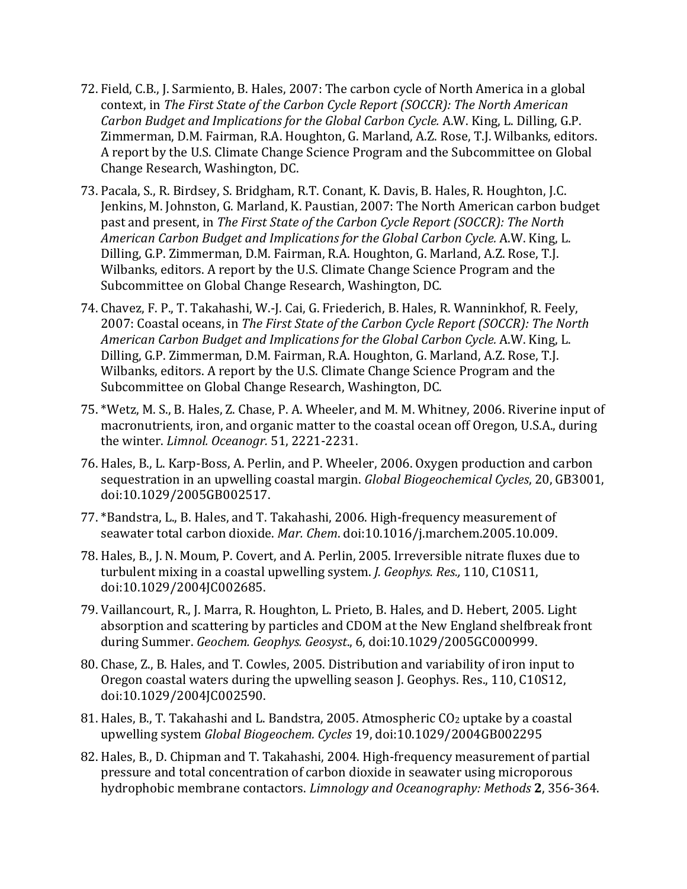72. Field, C.B., J. Sarmiento, B. Hales, 2007: The carbon cycle of North America in a global context, in *The First State of the Carbon Cycle Report (SOCCR): The North American Carbon Budget and Implications for the Global Carbon Cycle.* A.W. King, L. Dilling, G.P. Zimmerman, D.M. Fairman, R.A. Houghton, G. Marland, A.Z. Rose, T.J. Wilbanks, editors. A report by the U.S. Climate Change Science Program and the Subcommittee on Global Change Research, Washington, DC.

73. Pacala, S., R. Birdsey, S. Bridgham, R.T. Conant, K. Davis, B. Hales, R. Houghton, J.C. Jenkins, M. Johnston, G. Marland, K. Paustian, 2007: The North American carbon budget past and present, in *The First State of the Carbon Cycle Report (SOCCR): The North American Carbon Budget and Implications for the Global Carbon Cycle.* A.W. King, L. Dilling, G.P. Zimmerman, D.M. Fairman, R.A. Houghton, G. Marland, A.Z. Rose, T.J. Wilbanks, editors. A report by the U.S. Climate Change Science Program and the Subcommittee on Global Change Research, Washington, DC.

74. Chavez, F. P., T. Takahashi, W.-J. Cai, G. Friederich, B. Hales, R. Wanninkhof, R. Feely, 2007: Coastal oceans, in *The First State of the Carbon Cycle Report (SOCCR): The North American Carbon Budget and Implications for the Global Carbon Cycle.* A.W. King, L. Dilling, G.P. Zimmerman, D.M. Fairman, R.A. Houghton, G. Marland, A.Z. Rose, T.J. Wilbanks, editors. A report by the U.S. Climate Change Science Program and the Subcommittee on Global Change Research, Washington, DC.

75. *Wetz, M. S., B. Hales, Z. Chase, P. A. Wheeler, and M. M. Whitney, 2006. Riverine input of macronutrients, iron, and organic matter to the coastal ocean off Oregon, U.S.A., during the winter. *Limnol. Oceanogr.* 51, 2221-2231.

76. Hales, B., L. Karp-Boss, A. Perlin, and P. Wheeler, 2006. Oxygen production and carbon sequestration in an upwelling coastal margin. *Global Biogeochemical Cycles*, 20, GB3001, doi:10.1029/2005GB002517.

77. *Bandstra, L., B. Hales, and T. Takahashi, 2006. High-frequency measurement of seawater total carbon dioxide. *Mar. Chem*. doi:10.1016/j.marchem.2005.10.009.

78. Hales, B., J. N. Moum, P. Covert, and A. Perlin, 2005. Irreversible nitrate fluxes due to turbulent mixing in a coastal upwelling system. *J. Geophys. Res.,* 110, C10S11, doi:10.1029/2004JC002685.

79. Vaillancourt, R., J. Marra, R. Houghton, L. Prieto, B. Hales, and D. Hebert, 2005. Light absorption and scattering by particles and CDOM at the New England shelfbreak front during Summer. *Geochem. Geophys. Geosyst*., 6, doi:10.1029/2005GC000999.

80. Chase, Z., B. Hales, and T. Cowles, 2005. Distribution and variability of iron input to Oregon coastal waters during the upwelling season J. Geophys. Res., 110, C10S12, doi:10.1029/2004JC002590.

81. Hales, B., T. Takahashi and L. Bandstra, 2005. Atmospheric $CO_2$ uptake by a coastal upwelling system *Global Biogeochem. Cycles* 19, doi:10.1029/2004GB002295

82. Hales, B., D. Chipman and T. Takahashi, 2004. High-frequency measurement of partial pressure and total concentration of carbon dioxide in seawater using microporous hydrophobic membrane contactors. *Limnology and Oceanography: Methods* **2**, 356-364.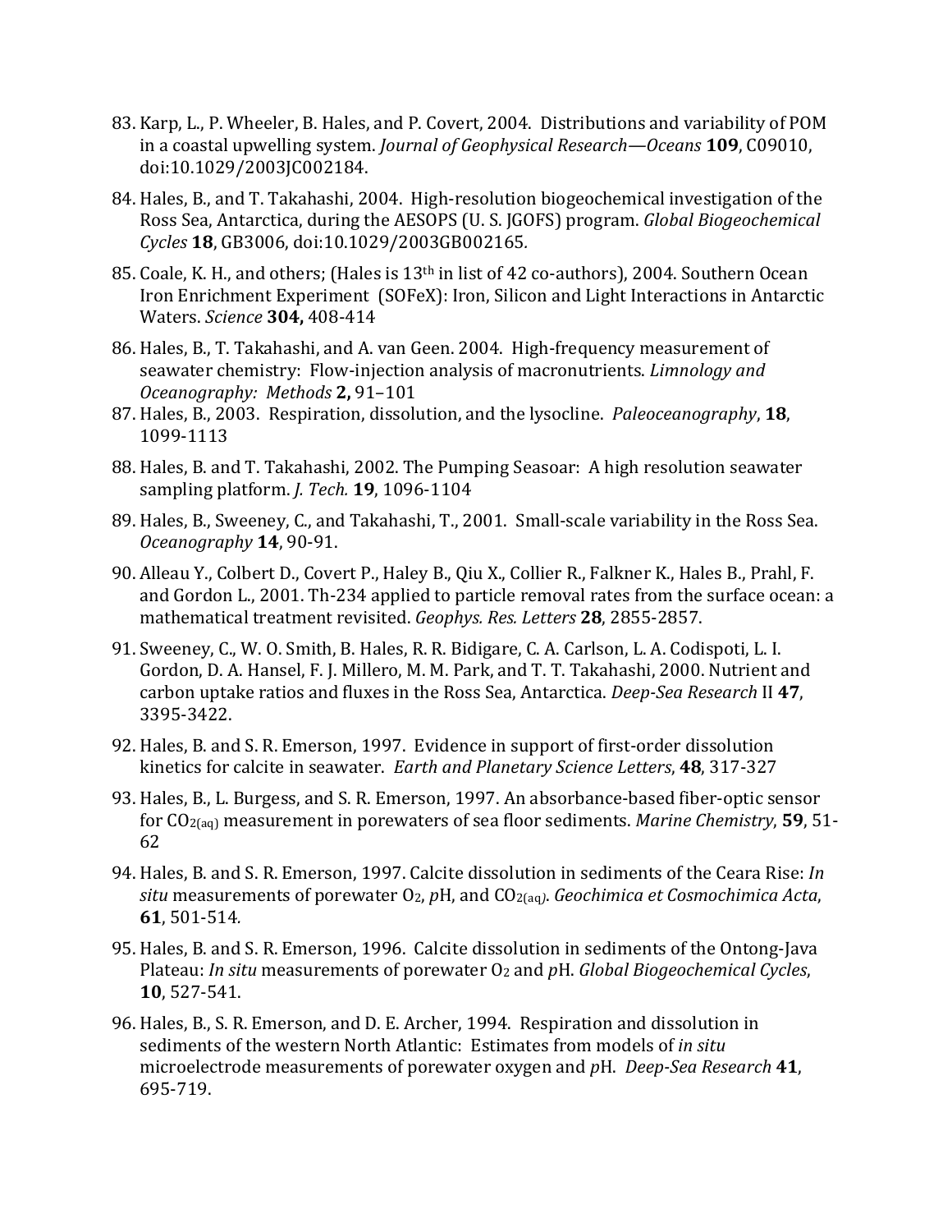83. Karp, L., P. Wheeler, B. Hales, and P. Covert, 2004. Distributions and variability of POM in a coastal upwelling system. *Journal of Geophysical Research—Oceans* **109**, C09010, doi:10.1029/2003JC002184.
84. Hales, B., and T. Takahashi, 2004. High-resolution biogeochemical investigation of the Ross Sea, Antarctica, during the AESOPS (U. S. JGOFS) program. *Global Biogeochemical Cycles* **18**, GB3006, doi:10.1029/2003GB002165.
85. Coale, K. H., and others; (Hales is 13th in list of 42 co-authors), 2004. Southern Ocean Iron Enrichment Experiment (SOFeX): Iron, Silicon and Light Interactions in Antarctic Waters. *Science* **304,** 408-414
86. Hales, B., T. Takahashi, and A. van Geen. 2004. High-frequency measurement of seawater chemistry: Flow-injection analysis of macronutrients. *Limnology and Oceanography: Methods* **2,** 91–101
87. Hales, B., 2003. Respiration, dissolution, and the lysocline. *Paleoceanography*, **18**, 1099-1113
88. Hales, B. and T. Takahashi, 2002. The Pumping Seasoar: A high resolution seawater sampling platform. *J. Tech.* **19**, 1096-1104
89. Hales, B., Sweeney, C., and Takahashi, T., 2001. Small-scale variability in the Ross Sea. *Oceanography* **14**, 90-91.
90. Alleau Y., Colbert D., Covert P., Haley B., Qiu X., Collier R., Falkner K., Hales B., Prahl, F. and Gordon L., 2001. Th-234 applied to particle removal rates from the surface ocean: a mathematical treatment revisited. *Geophys. Res. Letters* **28**, 2855-2857.
91. Sweeney, C., W. O. Smith, B. Hales, R. R. Bidigare, C. A. Carlson, L. A. Codispoti, L. I. Gordon, D. A. Hansel, F. J. Millero, M. M. Park, and T. T. Takahashi, 2000. Nutrient and carbon uptake ratios and fluxes in the Ross Sea, Antarctica. *Deep-Sea Research* II **47**, 3395-3422.
92. Hales, B. and S. R. Emerson, 1997. Evidence in support of first-order dissolution kinetics for calcite in seawater. *Earth and Planetary Science Letters*, **48**, 317-327
93. Hales, B., L. Burgess, and S. R. Emerson, 1997. An absorbance-based fiber-optic sensor for $CO_{2(aq)}$ measurement in porewaters of sea floor sediments. *Marine Chemistry*, **59**, 51-62
94. Hales, B. and S. R. Emerson, 1997. Calcite dissolution in sediments of the Ceara Rise: *In situ* measurements of porewater $O_2$, *p*H, and $CO_{2(aq)}$. *Geochimica et Cosmochimica Acta*, **61**, 501-514.
95. Hales, B. and S. R. Emerson, 1996. Calcite dissolution in sediments of the Ontong-Java Plateau: *In situ* measurements of porewater $O_2$ and *p*H. *Global Biogeochemical Cycles*, **10**, 527-541.
96. Hales, B., S. R. Emerson, and D. E. Archer, 1994. Respiration and dissolution in sediments of the western North Atlantic: Estimates from models of *in situ* microelectrode measurements of porewater oxygen and *p*H. *Deep-Sea Research* **41**, 695-719.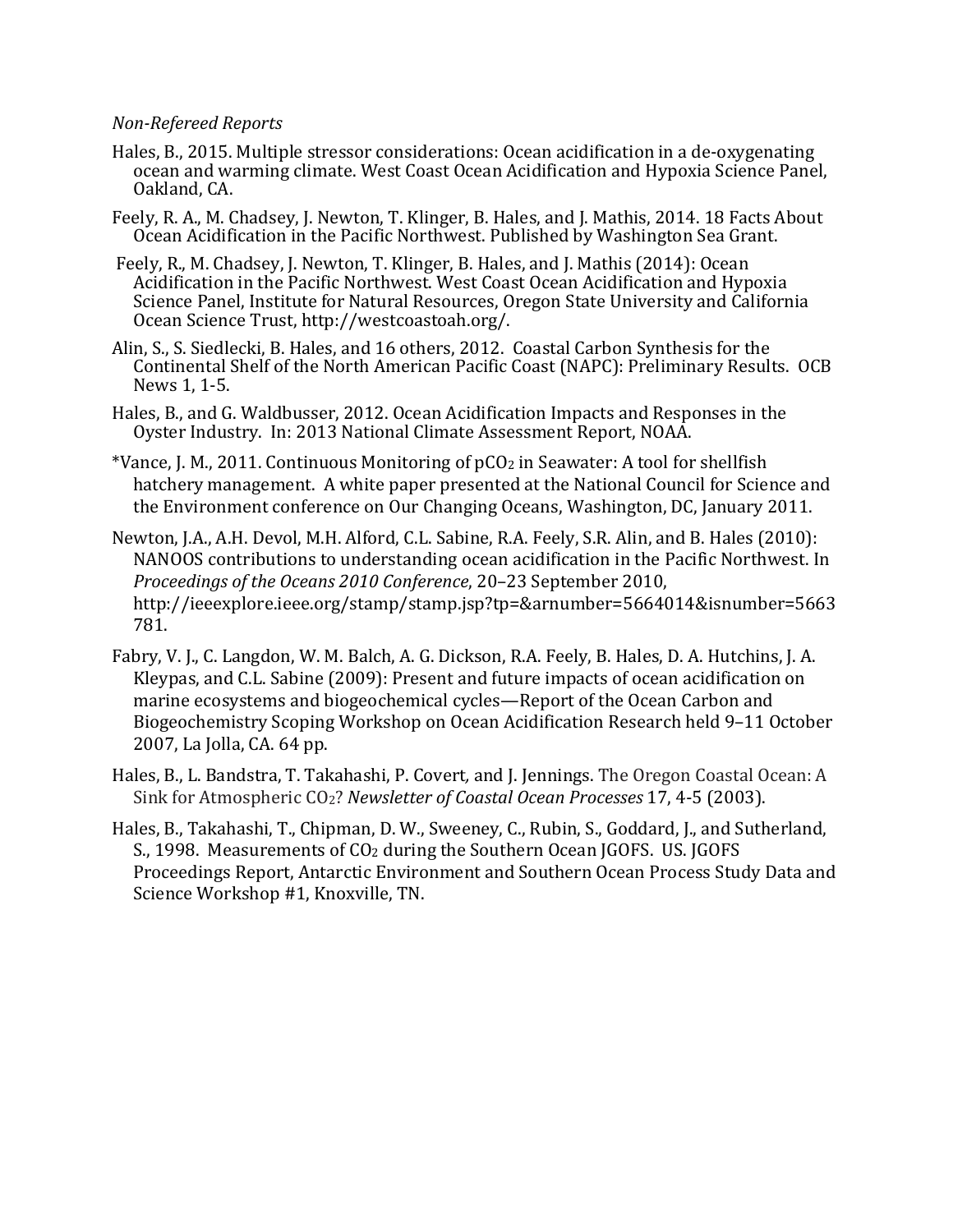*Non-Refereed Reports*

Hales, B., 2015. Multiple stressor considerations: Ocean acidification in a de-oxygenating ocean and warming climate. West Coast Ocean Acidification and Hypoxia Science Panel, Oakland, CA.

Feely, R. A., M. Chadsey, J. Newton, T. Klinger, B. Hales, and J. Mathis, 2014. 18 Facts About Ocean Acidification in the Pacific Northwest. Published by Washington Sea Grant.

Feely, R., M. Chadsey, J. Newton, T. Klinger, B. Hales, and J. Mathis (2014): Ocean Acidification in the Pacific Northwest. West Coast Ocean Acidification and Hypoxia Science Panel, Institute for Natural Resources, Oregon State University and California Ocean Science Trust, http://westcoastoah.org/.

Alin, S., S. Siedlecki, B. Hales, and 16 others, 2012. Coastal Carbon Synthesis for the Continental Shelf of the North American Pacific Coast (NAPC): Preliminary Results. OCB News 1, 1-5.

Hales, B., and G. Waldbusser, 2012. Ocean Acidification Impacts and Responses in the Oyster Industry. In: 2013 National Climate Assessment Report, NOAA.

*Vance, J. M., 2011. Continuous Monitoring of $pCO_2$ in Seawater: A tool for shellfish hatchery management. A white paper presented at the National Council for Science and the Environment conference on Our Changing Oceans, Washington, DC, January 2011.

Newton, J.A., A.H. Devol, M.H. Alford, C.L. Sabine, R.A. Feely, S.R. Alin, and B. Hales (2010): NANOOS contributions to understanding ocean acidification in the Pacific Northwest. In *Proceedings of the Oceans 2010 Conference*, 20–23 September 2010, http://ieeexplore.ieee.org/stamp/stamp.jsp?tp=&arnumber=5664014&isnumber=5663781.

Fabry, V. J., C. Langdon, W. M. Balch, A. G. Dickson, R.A. Feely, B. Hales, D. A. Hutchins, J. A. Kleypas, and C.L. Sabine (2009): Present and future impacts of ocean acidification on marine ecosystems and biogeochemical cycles—Report of the Ocean Carbon and Biogeochemistry Scoping Workshop on Ocean Acidification Research held 9–11 October 2007, La Jolla, CA. 64 pp.

Hales, B., L. Bandstra, T. Takahashi, P. Covert, and J. Jennings. The Oregon Coastal Ocean: A Sink for Atmospheric $CO_2$? *Newsletter of Coastal Ocean Processes* 17, 4-5 (2003).

Hales, B., Takahashi, T., Chipman, D. W., Sweeney, C., Rubin, S., Goddard, J., and Sutherland, S., 1998. Measurements of $CO_2$ during the Southern Ocean JGOFS. US. JGOFS Proceedings Report, Antarctic Environment and Southern Ocean Process Study Data and Science Workshop #1, Knoxville, TN.